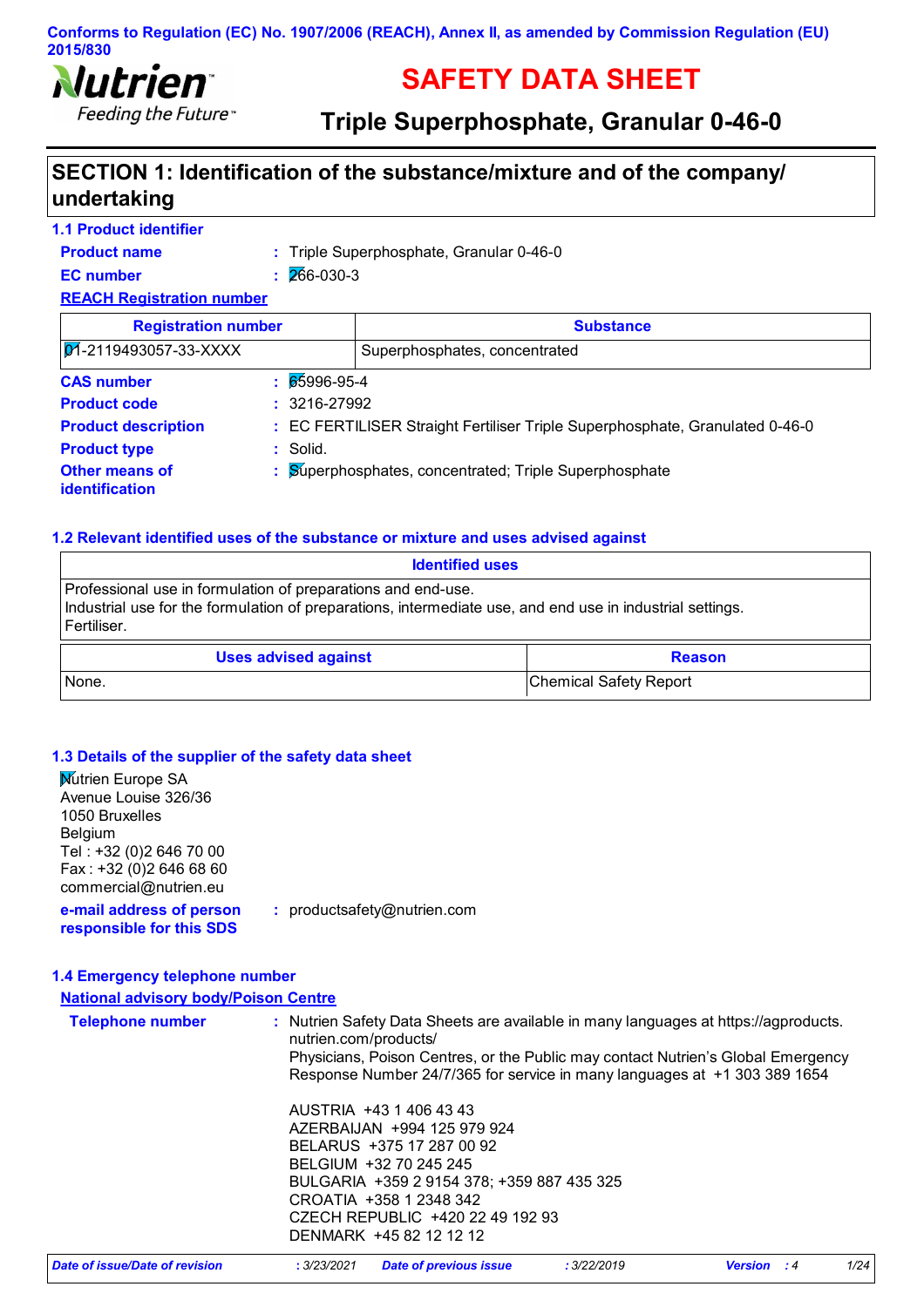Conforms to Regulation (EC) No. 1907/2006 (REACH), Annex II, as amended by Commission Regulation (EU) 2015/830

Nutrien
Feeding the Future™

# SAFETY DATA SHEET

## Triple Superphosphate, Granular 0-46-0

## SECTION 1: Identification of the substance/mixture and of the company/ undertaking

### 1.1 Product identifier

**Product name** : Triple Superphosphate, Granular 0-46-0

**EC number** : 266-030-3

**REACH Registration number**

| Registration number | Substance |
|---|---|
| 01-2119493057-33-XXXX | Superphosphates, concentrated |

**CAS number** : 65996-95-4

**Product code** : 3216-27992

**Product description** : EC FERTILISER Straight Fertiliser Triple Superphosphate, Granulated 0-46-0

**Product type** : Solid.

**Other means of identification** : Superphosphates, concentrated; Triple Superphosphate

### 1.2 Relevant identified uses of the substance or mixture and uses advised against

| Identified uses |
|---|
| Professional use in formulation of preparations and end-use.<br>Industrial use for the formulation of preparations, intermediate use, and end use in industrial settings.<br>Fertiliser. |

| Uses advised against | Reason |
|---|---|
| None. | Chemical Safety Report |

### 1.3 Details of the supplier of the safety data sheet

Nutrien Europe SA
Avenue Louise 326/36
1050 Bruxelles
Belgium
Tel : +32 (0)2 646 70 00
Fax : +32 (0)2 646 68 60
commercial@nutrien.eu

**e-mail address of person responsible for this SDS** : productsafety@nutrien.com

### 1.4 Emergency telephone number

**National advisory body/Poison Centre**

**Telephone number** : Nutrien Safety Data Sheets are available in many languages at https://agproducts.nutrien.com/products/
Physicians, Poison Centres, or the Public may contact Nutrien's Global Emergency Response Number 24/7/365 for service in many languages at +1 303 389 1654

AUSTRIA +43 1 406 43 43
AZERBAIJAN +994 125 979 924
BELARUS +375 17 287 00 92
BELGIUM +32 70 245 245
BULGARIA +359 2 9154 378; +359 887 435 325
CROATIA +358 1 2348 342
CZECH REPUBLIC +420 22 49 192 93
DENMARK +45 82 12 12 12

*Date of issue/Date of revision* : 3/23/2021 *Date of previous issue* : 3/22/2019 *Version* : 4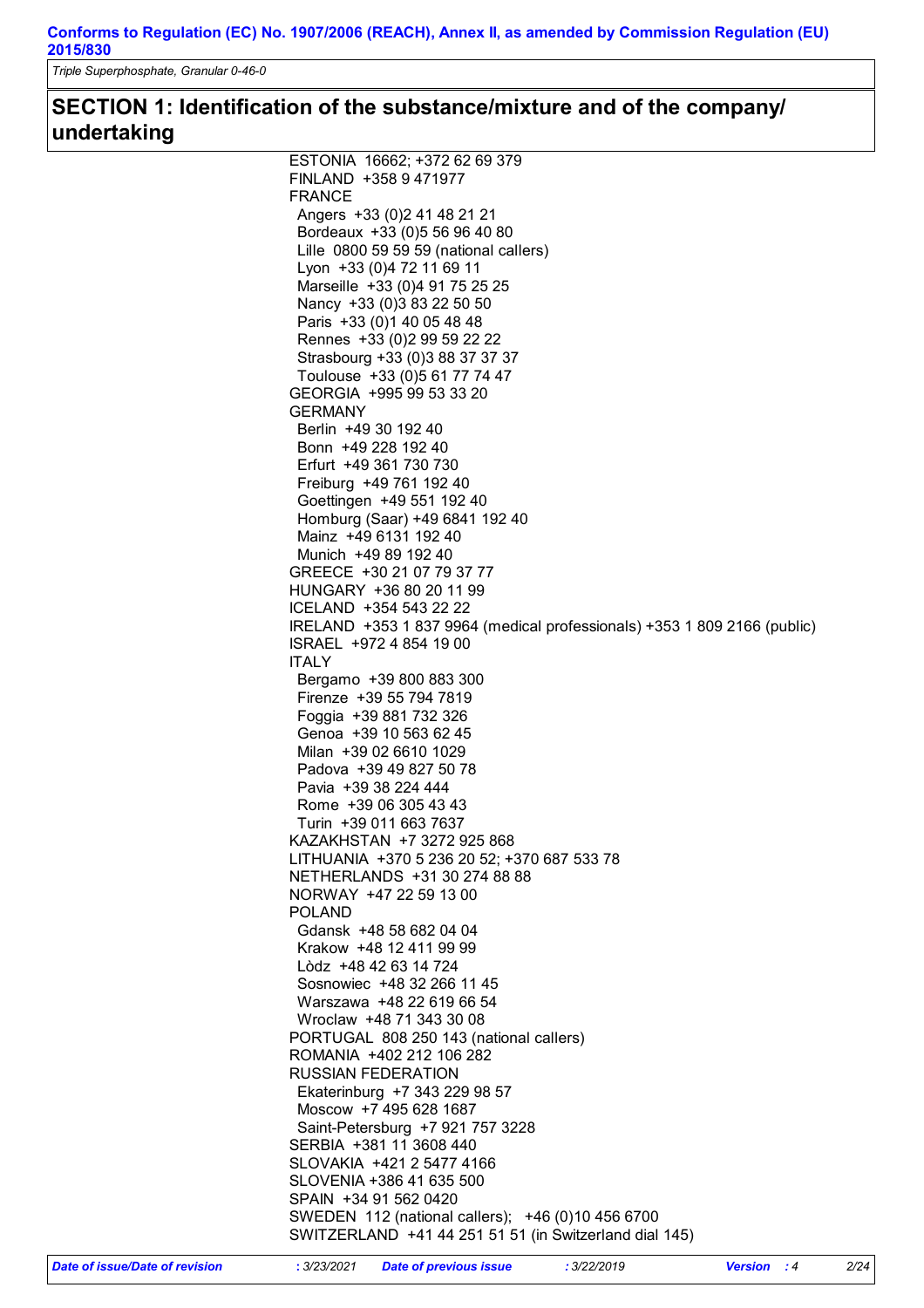## SECTION 1: Identification of the substance/mixture and of the company/ undertaking

ESTONIA 16662; +372 62 69 379
FINLAND +358 9 471977
FRANCE
- Angers +33 (0)2 41 48 21 21
- Bordeaux +33 (0)5 56 96 40 80
- Lille 0800 59 59 59 (national callers)
- Lyon +33 (0)4 72 11 69 11
- Marseille +33 (0)4 91 75 25 25
- Nancy +33 (0)3 83 22 50 50
- Paris +33 (0)1 40 05 48 48
- Rennes +33 (0)2 99 59 22 22
- Strasbourg +33 (0)3 88 37 37 37
- Toulouse +33 (0)5 61 77 74 47

GEORGIA +995 99 53 33 20
GERMANY
- Berlin +49 30 192 40
- Bonn +49 228 192 40
- Erfurt +49 361 730 730
- Freiburg +49 761 192 40
- Goettingen +49 551 192 40
- Homburg (Saar) +49 6841 192 40
- Mainz +49 6131 192 40
- Munich +49 89 192 40

GREECE +30 21 07 79 37 77
HUNGARY +36 80 20 11 99
ICELAND +354 543 22 22
IRELAND +353 1 837 9964 (medical professionals) +353 1 809 2166 (public)
ISRAEL +972 4 854 19 00
ITALY
- Bergamo +39 800 883 300
- Firenze +39 55 794 7819
- Foggia +39 881 732 326
- Genoa +39 10 563 62 45
- Milan +39 02 6610 1029
- Padova +39 49 827 50 78
- Pavia +39 38 224 444
- Rome +39 06 305 43 43
- Turin +39 011 663 7637

KAZAKHSTAN +7 3272 925 868
LITHUANIA +370 5 236 20 52; +370 687 533 78
NETHERLANDS +31 30 274 88 88
NORWAY +47 22 59 13 00
POLAND
- Gdansk +48 58 682 04 04
- Krakow +48 12 411 99 99
- Lòdz +48 42 63 14 724
- Sosnowiec +48 32 266 11 45
- Warszawa +48 22 619 66 54
- Wroclaw +48 71 343 30 08

PORTUGAL 808 250 143 (national callers)
ROMANIA +402 212 106 282
RUSSIAN FEDERATION
- Ekaterinburg +7 343 229 98 57
- Moscow +7 495 628 1687
- Saint-Petersburg +7 921 757 3228

SERBIA +381 11 3608 440
SLOVAKIA +421 2 5477 4166
SLOVENIA +386 41 635 500
SPAIN +34 91 562 0420
SWEDEN 112 (national callers); +46 (0)10 456 6700
SWITZERLAND +41 44 251 51 51 (in Switzerland dial 145)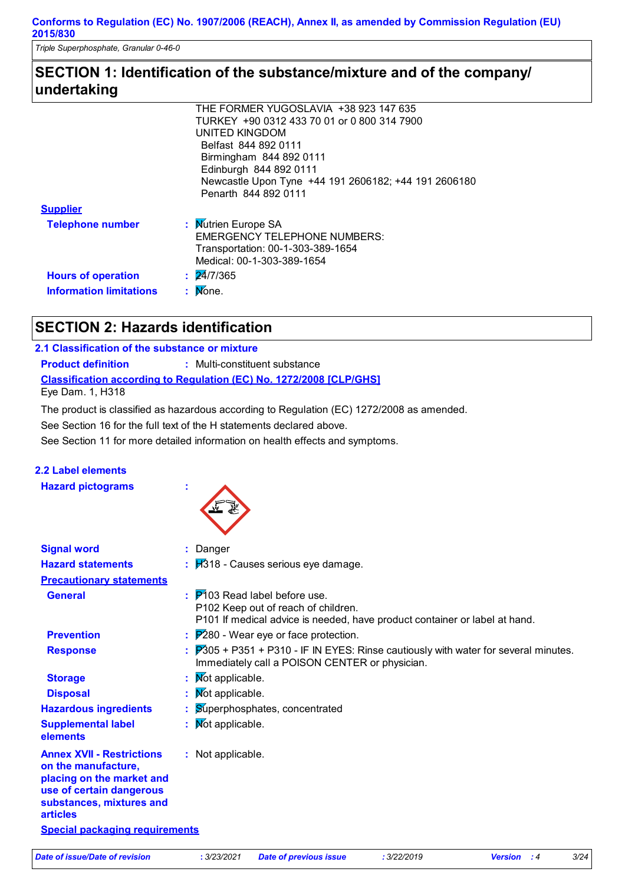**Conforms to Regulation (EC) No. 1907/2006 (REACH), Annex II, as amended by Commission Regulation (EU) 2015/830**

*Triple Superphosphate, Granular 0-46-0*

## SECTION 1: Identification of the substance/mixture and of the company/undertaking

THE FORMER YUGOSLAVIA +38 923 147 635
TURKEY +90 0312 433 70 01 or 0 800 314 7900
UNITED KINGDOM
Belfast 844 892 0111
Birmingham 844 892 0111
Edinburgh 844 892 0111
Newcastle Upon Tyne +44 191 2606182; +44 191 2606180
Penarth 844 892 0111

**Supplier**

| | | |
|---|---|---|
| **Telephone number** | : | Nutrien Europe SA<br>EMERGENCY TELEPHONE NUMBERS:<br>Transportation: 00-1-303-389-1654<br>Medical: 00-1-303-389-1654 |
| **Hours of operation** | : | 24/7/365 |
| **Information limitations** | : | None. |

## SECTION 2: Hazards identification

### 2.1 Classification of the substance or mixture

**Product definition** : Multi-constituent substance

**Classification according to Regulation (EC) No. 1272/2008 [CLP/GHS]**

Eye Dam. 1, H318

The product is classified as hazardous according to Regulation (EC) 1272/2008 as amended.

See Section 16 for the full text of the H statements declared above.

See Section 11 for more detailed information on health effects and symptoms.

### 2.2 Label elements

**Hazard pictograms** :

| | | |
|---|---|---|
| **Signal word** | : | Danger |
| **Hazard statements** | : | H318 - Causes serious eye damage. |
| **Precautionary statements** | | |
| **General** | : | P103 Read label before use.<br>P102 Keep out of reach of children.<br>P101 If medical advice is needed, have product container or label at hand. |
| **Prevention** | : | P280 - Wear eye or face protection. |
| **Response** | : | P305 + P351 + P310 - IF IN EYES: Rinse cautiously with water for several minutes. Immediately call a POISON CENTER or physician. |
| **Storage** | : | Not applicable. |
| **Disposal** | : | Not applicable. |
| **Hazardous ingredients** | : | Superphosphates, concentrated |
| **Supplemental label elements** | : | Not applicable. |
| **Annex XVII - Restrictions on the manufacture, placing on the market and use of certain dangerous substances, mixtures and articles** | : | Not applicable. |

**Special packaging requirements**

| Date of issue/Date of revision | : 3/23/2021 | Date of previous issue | : 3/22/2019 | Version | : 4 |
|---|---|---|---|---|---|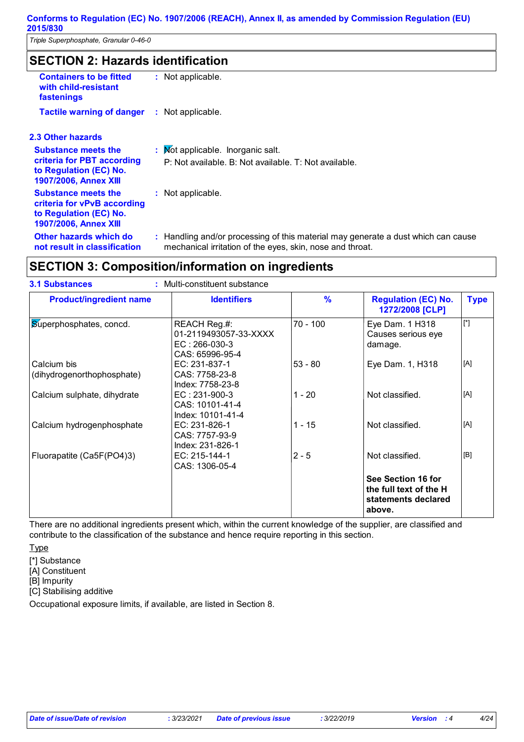## SECTION 2: Hazards identification

**Containers to be fitted with child-resistant fastenings** : Not applicable.

**Tactile warning of danger** : Not applicable.

### 2.3 Other hazards

**Substance meets the criteria for PBT according to Regulation (EC) No. 1907/2006, Annex XIII** : Not applicable. Inorganic salt.
P: Not available. B: Not available. T: Not available.

**Substance meets the criteria for vPvB according to Regulation (EC) No. 1907/2006, Annex XIII** : Not applicable.

**Other hazards which do not result in classification** : Handling and/or processing of this material may generate a dust which can cause mechanical irritation of the eyes, skin, nose and throat.

## SECTION 3: Composition/information on ingredients

**3.1 Substances** : Multi-constituent substance

| Product/ingredient name | Identifiers | % | Regulation (EC) No. 1272/2008 [CLP] | Type |
|---|---|---|---|---|
| Superphosphates, concd. | REACH Reg.#: 01-2119493057-33-XXXX<br>EC : 266-030-3<br>CAS: 65996-95-4 | 70 - 100 | Eye Dam. 1 H318 Causes serious eye damage. | [*] |
| Calcium bis (dihydrogenorthophosphate) | EC: 231-837-1<br>CAS: 7758-23-8<br>Index: 7758-23-8 | 53 - 80 | Eye Dam. 1, H318 | [A] |
| Calcium sulphate, dihydrate | EC : 231-900-3<br>CAS: 10101-41-4<br>Index: 10101-41-4 | 1 - 20 | Not classified. | [A] |
| Calcium hydrogenphosphate | EC: 231-826-1<br>CAS: 7757-93-9<br>Index: 231-826-1 | 1 - 15 | Not classified. | [A] |
| Fluorapatite ($Ca_5F(PO_4)_3$) | EC: 215-144-1<br>CAS: 1306-05-4 | 2 - 5 | Not classified. | [B] |
| | | | **See Section 16 for the full text of the H statements declared above.** | |

There are no additional ingredients present which, within the current knowledge of the supplier, are classified and contribute to the classification of the substance and hence require reporting in this section.

Type

[*] Substance
[A] Constituent
[B] Impurity
[C] Stabilising additive

Occupational exposure limits, if available, are listed in Section 8.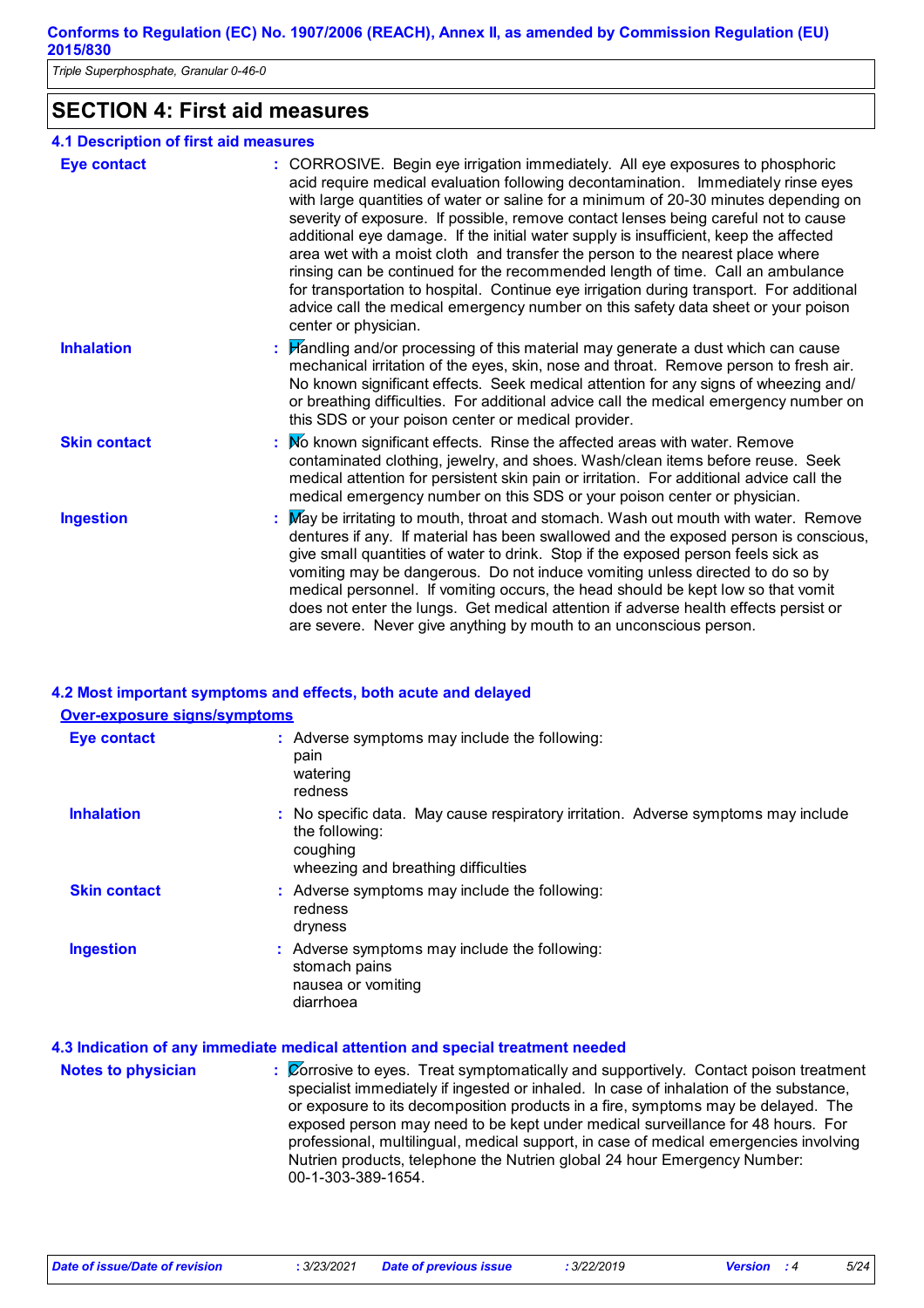## SECTION 4: First aid measures

### 4.1 Description of first aid measures

**Eye contact** : CORROSIVE. Begin eye irrigation immediately. All eye exposures to phosphoric acid require medical evaluation following decontamination. Immediately rinse eyes with large quantities of water or saline for a minimum of 20-30 minutes depending on severity of exposure. If possible, remove contact lenses being careful not to cause additional eye damage. If the initial water supply is insufficient, keep the affected area wet with a moist cloth and transfer the person to the nearest place where rinsing can be continued for the recommended length of time. Call an ambulance for transportation to hospital. Continue eye irrigation during transport. For additional advice call the medical emergency number on this safety data sheet or your poison center or physician.

**Inhalation** : Handling and/or processing of this material may generate a dust which can cause mechanical irritation of the eyes, skin, nose and throat. Remove person to fresh air. No known significant effects. Seek medical attention for any signs of wheezing and/or breathing difficulties. For additional advice call the medical emergency number on this SDS or your poison center or medical provider.

**Skin contact** : No known significant effects. Rinse the affected areas with water. Remove contaminated clothing, jewelry, and shoes. Wash/clean items before reuse. Seek medical attention for persistent skin pain or irritation. For additional advice call the medical emergency number on this SDS or your poison center or physician.

**Ingestion** : May be irritating to mouth, throat and stomach. Wash out mouth with water. Remove dentures if any. If material has been swallowed and the exposed person is conscious, give small quantities of water to drink. Stop if the exposed person feels sick as vomiting may be dangerous. Do not induce vomiting unless directed to do so by medical personnel. If vomiting occurs, the head should be kept low so that vomit does not enter the lungs. Get medical attention if adverse health effects persist or are severe. Never give anything by mouth to an unconscious person.

### 4.2 Most important symptoms and effects, both acute and delayed

**Over-exposure signs/symptoms**

**Eye contact** : Adverse symptoms may include the following:
pain
watering
redness

**Inhalation** : No specific data. May cause respiratory irritation. Adverse symptoms may include the following:
coughing
wheezing and breathing difficulties

**Skin contact** : Adverse symptoms may include the following:
redness
dryness

**Ingestion** : Adverse symptoms may include the following:
stomach pains
nausea or vomiting
diarrhoea

### 4.3 Indication of any immediate medical attention and special treatment needed

**Notes to physician** : Corrosive to eyes. Treat symptomatically and supportively. Contact poison treatment specialist immediately if ingested or inhaled. In case of inhalation of the substance, or exposure to its decomposition products in a fire, symptoms may be delayed. The exposed person may need to be kept under medical surveillance for 48 hours. For professional, multilingual, medical support, in case of medical emergencies involving Nutrien products, telephone the Nutrien global 24 hour Emergency Number: 00-1-303-389-1654.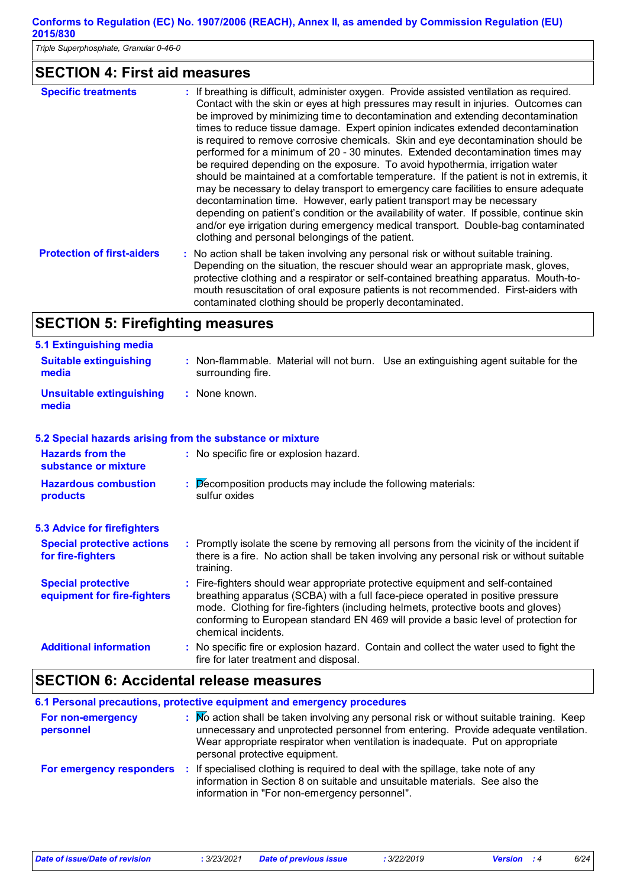## SECTION 4: First aid measures

**Specific treatments** : If breathing is difficult, administer oxygen. Provide assisted ventilation as required. Contact with the skin or eyes at high pressures may result in injuries. Outcomes can be improved by minimizing time to decontamination and extending decontamination times to reduce tissue damage. Expert opinion indicates extended decontamination is required to remove corrosive chemicals. Skin and eye decontamination should be performed for a minimum of 20 - 30 minutes. Extended decontamination times may be required depending on the exposure. To avoid hypothermia, irrigation water should be maintained at a comfortable temperature. If the patient is not in extremis, it may be necessary to delay transport to emergency care facilities to ensure adequate decontamination time. However, early patient transport may be necessary depending on patient's condition or the availability of water. If possible, continue skin and/or eye irrigation during emergency medical transport. Double-bag contaminated clothing and personal belongings of the patient.

**Protection of first-aiders** : No action shall be taken involving any personal risk or without suitable training. Depending on the situation, the rescuer should wear an appropriate mask, gloves, protective clothing and a respirator or self-contained breathing apparatus. Mouth-to-mouth resuscitation of oral exposure patients is not recommended. First-aiders with contaminated clothing should be properly decontaminated.

## SECTION 5: Firefighting measures

### 5.1 Extinguishing media

**Suitable extinguishing media** : Non-flammable. Material will not burn. Use an extinguishing agent suitable for the surrounding fire.

**Unsuitable extinguishing media** : None known.

### 5.2 Special hazards arising from the substance or mixture

**Hazards from the substance or mixture** : No specific fire or explosion hazard.

**Hazardous combustion products** : Decomposition products may include the following materials: sulfur oxides

### 5.3 Advice for firefighters

**Special protective actions for fire-fighters** : Promptly isolate the scene by removing all persons from the vicinity of the incident if there is a fire. No action shall be taken involving any personal risk or without suitable training.

**Special protective equipment for fire-fighters** : Fire-fighters should wear appropriate protective equipment and self-contained breathing apparatus (SCBA) with a full face-piece operated in positive pressure mode. Clothing for fire-fighters (including helmets, protective boots and gloves) conforming to European standard EN 469 will provide a basic level of protection for chemical incidents.

**Additional information** : No specific fire or explosion hazard. Contain and collect the water used to fight the fire for later treatment and disposal.

## SECTION 6: Accidental release measures

### 6.1 Personal precautions, protective equipment and emergency procedures

**For non-emergency personnel** : No action shall be taken involving any personal risk or without suitable training. Keep unnecessary and unprotected personnel from entering. Provide adequate ventilation. Wear appropriate respirator when ventilation is inadequate. Put on appropriate personal protective equipment.

**For emergency responders** : If specialised clothing is required to deal with the spillage, take note of any information in Section 8 on suitable and unsuitable materials. See also the information in "For non-emergency personnel".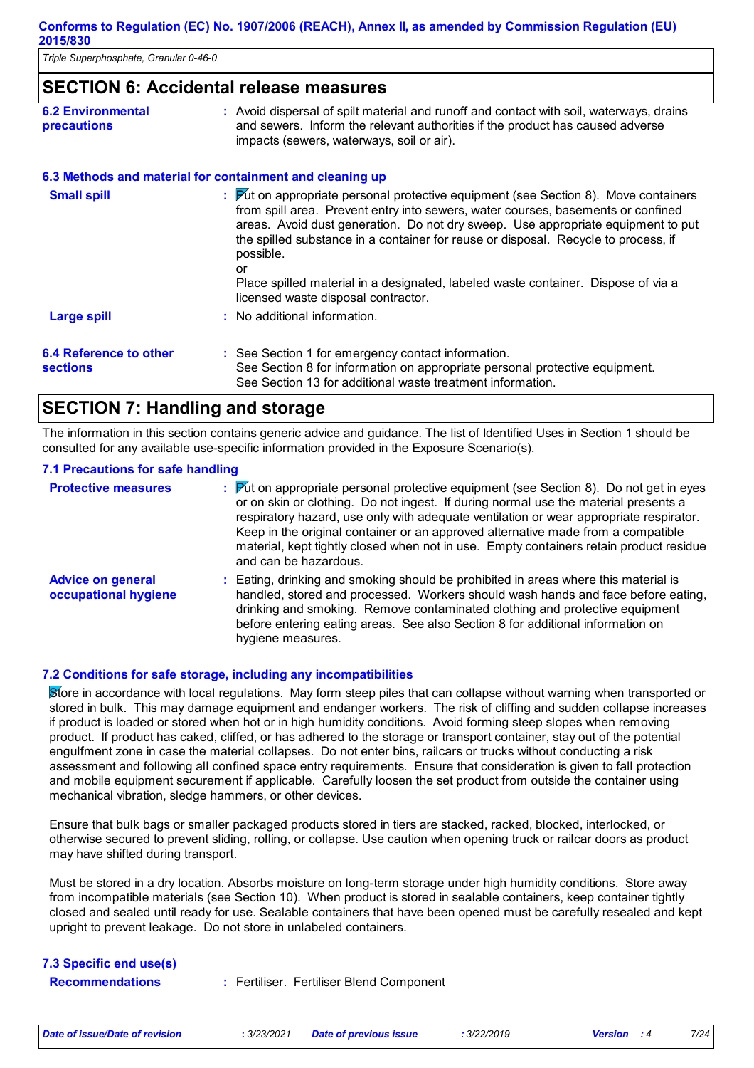## SECTION 6: Accidental release measures

**6.2 Environmental precautions** : Avoid dispersal of spilt material and runoff and contact with soil, waterways, drains and sewers. Inform the relevant authorities if the product has caused adverse impacts (sewers, waterways, soil or air).

### 6.3 Methods and material for containment and cleaning up

**Small spill** : Put on appropriate personal protective equipment (see Section 8). Move containers from spill area. Prevent entry into sewers, water courses, basements or confined areas. Avoid dust generation. Do not dry sweep. Use appropriate equipment to put the spilled substance in a container for reuse or disposal. Recycle to process, if possible.
or
Place spilled material in a designated, labeled waste container. Dispose of via a licensed waste disposal contractor.

**Large spill** : No additional information.

**6.4 Reference to other sections** : See Section 1 for emergency contact information.
See Section 8 for information on appropriate personal protective equipment.
See Section 13 for additional waste treatment information.

## SECTION 7: Handling and storage

The information in this section contains generic advice and guidance. The list of Identified Uses in Section 1 should be consulted for any available use-specific information provided in the Exposure Scenario(s).

### 7.1 Precautions for safe handling

**Protective measures** : Put on appropriate personal protective equipment (see Section 8). Do not get in eyes or on skin or clothing. Do not ingest. If during normal use the material presents a respiratory hazard, use only with adequate ventilation or wear appropriate respirator. Keep in the original container or an approved alternative made from a compatible material, kept tightly closed when not in use. Empty containers retain product residue and can be hazardous.

**Advice on general occupational hygiene** : Eating, drinking and smoking should be prohibited in areas where this material is handled, stored and processed. Workers should wash hands and face before eating, drinking and smoking. Remove contaminated clothing and protective equipment before entering eating areas. See also Section 8 for additional information on hygiene measures.

### 7.2 Conditions for safe storage, including any incompatibilities

Store in accordance with local regulations. May form steep piles that can collapse without warning when transported or stored in bulk. This may damage equipment and endanger workers. The risk of cliffing and sudden collapse increases if product is loaded or stored when hot or in high humidity conditions. Avoid forming steep slopes when removing product. If product has caked, cliffed, or has adhered to the storage or transport container, stay out of the potential engulfment zone in case the material collapses. Do not enter bins, railcars or trucks without conducting a risk assessment and following all confined space entry requirements. Ensure that consideration is given to fall protection and mobile equipment securement if applicable. Carefully loosen the set product from outside the container using mechanical vibration, sledge hammers, or other devices.

Ensure that bulk bags or smaller packaged products stored in tiers are stacked, racked, blocked, interlocked, or otherwise secured to prevent sliding, rolling, or collapse. Use caution when opening truck or railcar doors as product may have shifted during transport.

Must be stored in a dry location. Absorbs moisture on long-term storage under high humidity conditions. Store away from incompatible materials (see Section 10). When product is stored in sealable containers, keep container tightly closed and sealed until ready for use. Sealable containers that have been opened must be carefully resealed and kept upright to prevent leakage. Do not store in unlabeled containers.

### 7.3 Specific end use(s)

**Recommendations** : Fertiliser. Fertiliser Blend Component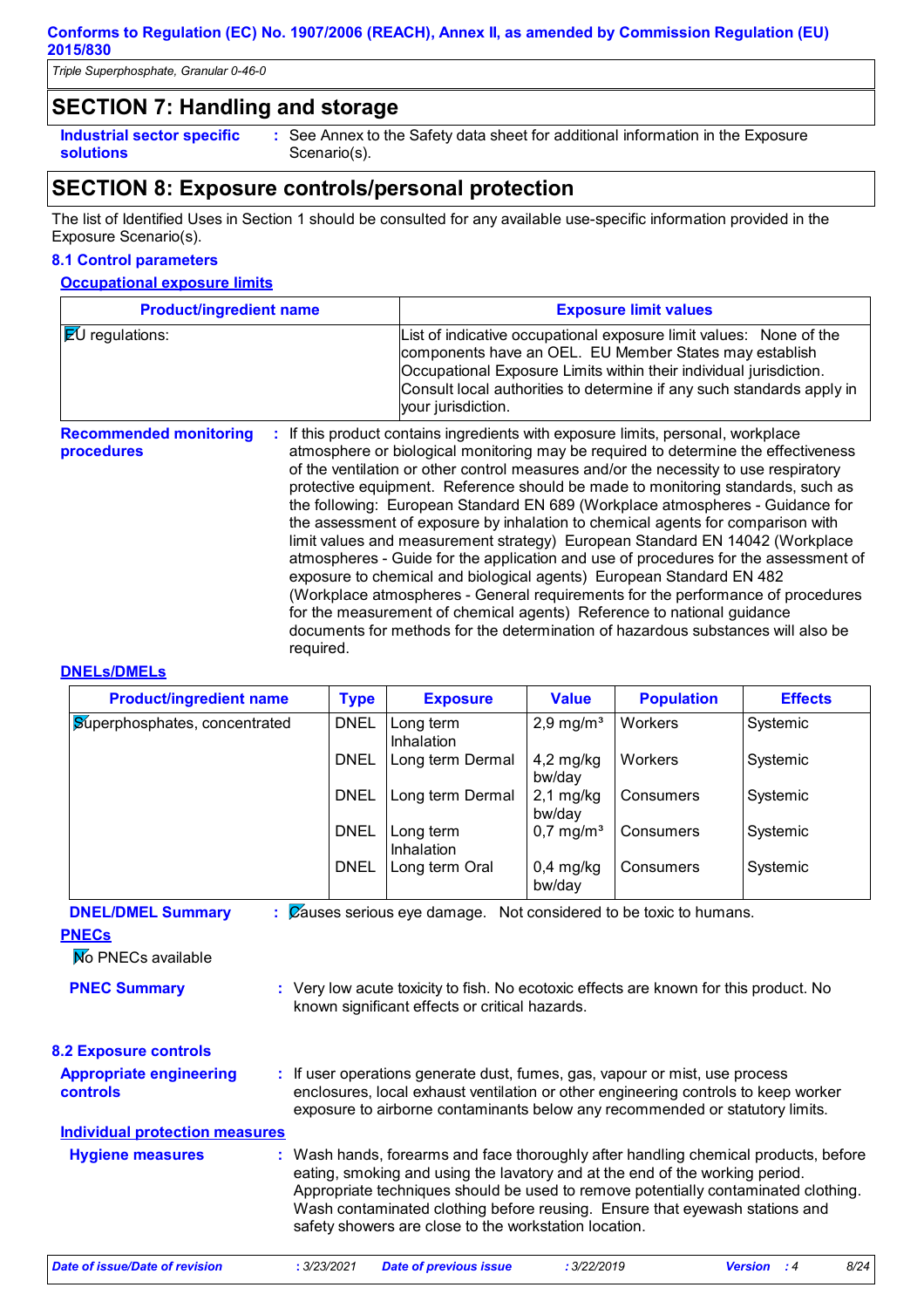## SECTION 7: Handling and storage

**Industrial sector specific solutions** : See Annex to the Safety data sheet for additional information in the Exposure Scenario(s).

## SECTION 8: Exposure controls/personal protection

The list of Identified Uses in Section 1 should be consulted for any available use-specific information provided in the Exposure Scenario(s).

### 8.1 Control parameters

#### Occupational exposure limits

| Product/ingredient name | Exposure limit values |
|---|---|
| EU regulations: | List of indicative occupational exposure limit values: None of the components have an OEL. EU Member States may establish Occupational Exposure Limits within their individual jurisdiction. Consult local authorities to determine if any such standards apply in your jurisdiction. |

**Recommended monitoring procedures** : If this product contains ingredients with exposure limits, personal, workplace atmosphere or biological monitoring may be required to determine the effectiveness of the ventilation or other control measures and/or the necessity to use respiratory protective equipment. Reference should be made to monitoring standards, such as the following: European Standard EN 689 (Workplace atmospheres - Guidance for the assessment of exposure by inhalation to chemical agents for comparison with limit values and measurement strategy) European Standard EN 14042 (Workplace atmospheres - Guide for the application and use of procedures for the assessment of exposure to chemical and biological agents) European Standard EN 482 (Workplace atmospheres - General requirements for the performance of procedures for the measurement of chemical agents) Reference to national guidance documents for methods for the determination of hazardous substances will also be required.

#### DNELs/DMELs

| Product/ingredient name | Type | Exposure | Value | Population | Effects |
|---|---|---|---|---|---|
| Superphosphates, concentrated | DNEL | Long term Inhalation | 2,9 mg/m³ | Workers | Systemic |
| | DNEL | Long term Dermal | 4,2 mg/kg bw/day | Workers | Systemic |
| | DNEL | Long term Dermal | 2,1 mg/kg bw/day | Consumers | Systemic |
| | DNEL | Long term Inhalation | 0,7 mg/m³ | Consumers | Systemic |
| | DNEL | Long term Oral | 0,4 mg/kg bw/day | Consumers | Systemic |

**DNEL/DMEL Summary** : Causes serious eye damage. Not considered to be toxic to humans.

#### PNECs

No PNECs available

**PNEC Summary** : Very low acute toxicity to fish. No ecotoxic effects are known for this product. No known significant effects or critical hazards.

### 8.2 Exposure controls

**Appropriate engineering controls** : If user operations generate dust, fumes, gas, vapour or mist, use process enclosures, local exhaust ventilation or other engineering controls to keep worker exposure to airborne contaminants below any recommended or statutory limits.

#### Individual protection measures

**Hygiene measures** : Wash hands, forearms and face thoroughly after handling chemical products, before eating, smoking and using the lavatory and at the end of the working period. Appropriate techniques should be used to remove potentially contaminated clothing. Wash contaminated clothing before reusing. Ensure that eyewash stations and safety showers are close to the workstation location.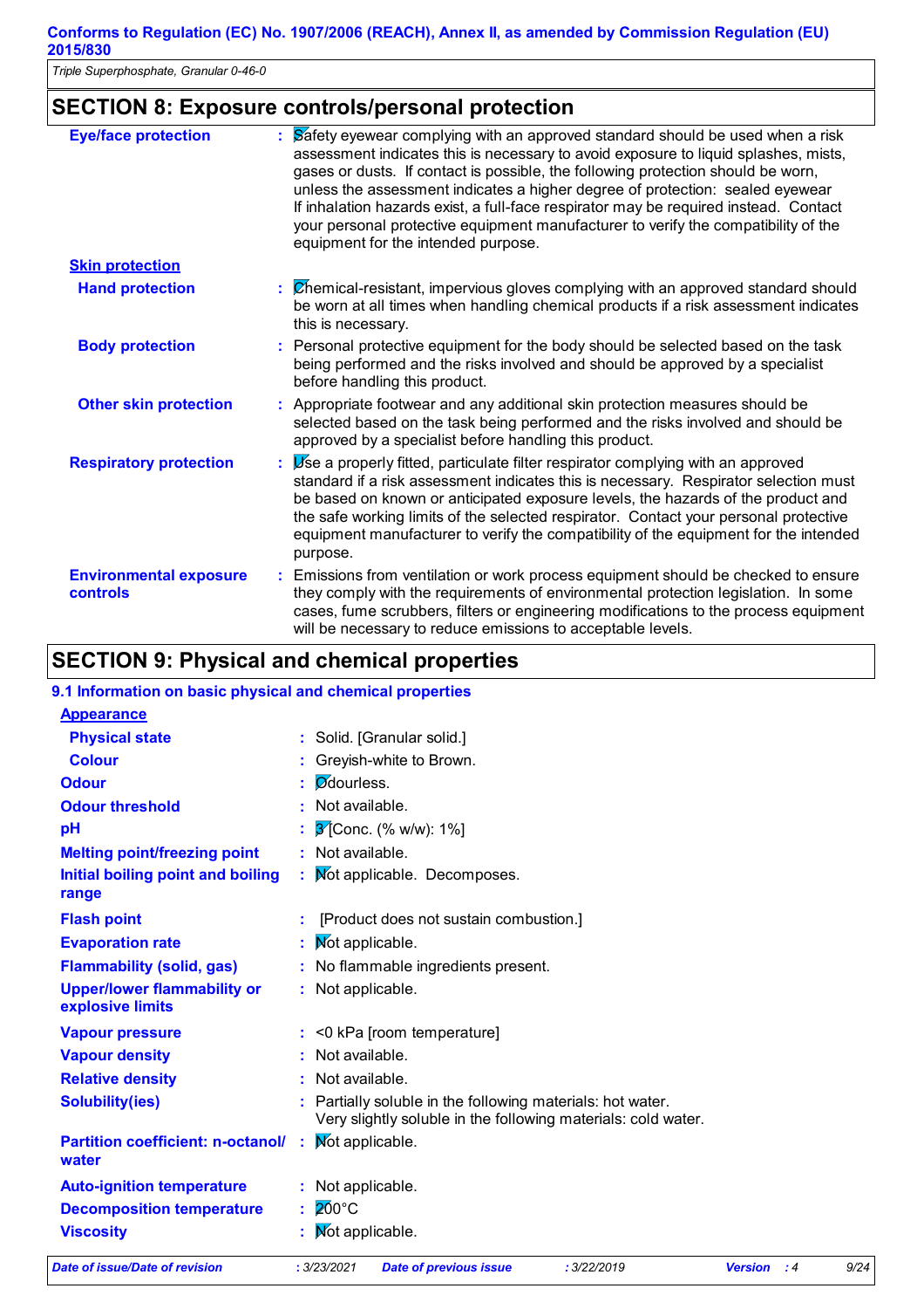## SECTION 8: Exposure controls/personal protection

**Eye/face protection** : Safety eyewear complying with an approved standard should be used when a risk assessment indicates this is necessary to avoid exposure to liquid splashes, mists, gases or dusts. If contact is possible, the following protection should be worn, unless the assessment indicates a higher degree of protection: sealed eyewear If inhalation hazards exist, a full-face respirator may be required instead. Contact your personal protective equipment manufacturer to verify the compatibility of the equipment for the intended purpose.

**Skin protection**

**Hand protection** : Chemical-resistant, impervious gloves complying with an approved standard should be worn at all times when handling chemical products if a risk assessment indicates this is necessary.

**Body protection** : Personal protective equipment for the body should be selected based on the task being performed and the risks involved and should be approved by a specialist before handling this product.

**Other skin protection** : Appropriate footwear and any additional skin protection measures should be selected based on the task being performed and the risks involved and should be approved by a specialist before handling this product.

**Respiratory protection** : Use a properly fitted, particulate filter respirator complying with an approved standard if a risk assessment indicates this is necessary. Respirator selection must be based on known or anticipated exposure levels, the hazards of the product and the safe working limits of the selected respirator. Contact your personal protective equipment manufacturer to verify the compatibility of the equipment for the intended purpose.

**Environmental exposure controls** : Emissions from ventilation or work process equipment should be checked to ensure they comply with the requirements of environmental protection legislation. In some cases, fume scrubbers, filters or engineering modifications to the process equipment will be necessary to reduce emissions to acceptable levels.

## SECTION 9: Physical and chemical properties

### 9.1 Information on basic physical and chemical properties

**Appearance**

| | |
|---|---|
| **Physical state** | : Solid. [Granular solid.] |
| **Colour** | : Greyish-white to Brown. |
| **Odour** | : Odourless. |
| **Odour threshold** | : Not available. |
| **pH** | : 3 [Conc. (% w/w): 1%] |
| **Melting point/freezing point** | : Not available. |
| **Initial boiling point and boiling range** | : Not applicable. Decomposes. |
| **Flash point** | : [Product does not sustain combustion.] |
| **Evaporation rate** | : Not applicable. |
| **Flammability (solid, gas)** | : No flammable ingredients present. |
| **Upper/lower flammability or explosive limits** | : Not applicable. |
| **Vapour pressure** | : <0 kPa [room temperature] |
| **Vapour density** | : Not available. |
| **Relative density** | : Not available. |
| **Solubility(ies)** | : Partially soluble in the following materials: hot water. Very slightly soluble in the following materials: cold water. |
| **Partition coefficient: n-octanol/water** | : Not applicable. |
| **Auto-ignition temperature** | : Not applicable. |
| **Decomposition temperature** | : 200°C |
| **Viscosity** | : Not applicable. |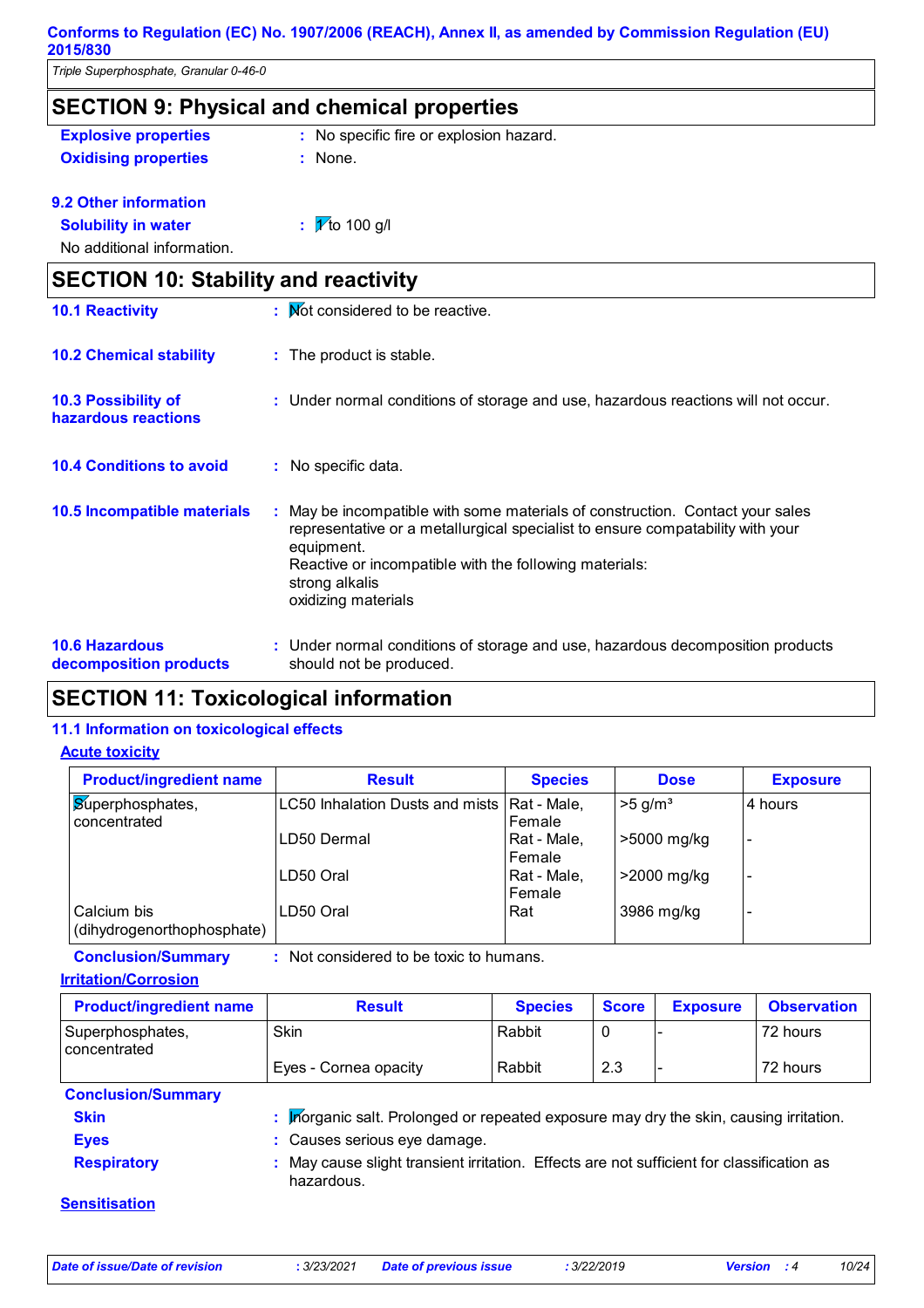## SECTION 9: Physical and chemical properties

**Explosive properties** : No specific fire or explosion hazard.

**Oxidising properties** : None.

### 9.2 Other information

**Solubility in water** : 1 to 100 g/l

No additional information.

## SECTION 10: Stability and reactivity

**10.1 Reactivity** : Not considered to be reactive.

**10.2 Chemical stability** : The product is stable.

**10.3 Possibility of hazardous reactions** : Under normal conditions of storage and use, hazardous reactions will not occur.

**10.4 Conditions to avoid** : No specific data.

**10.5 Incompatible materials** : May be incompatible with some materials of construction. Contact your sales representative or a metallurgical specialist to ensure compatability with your equipment.
Reactive or incompatible with the following materials:
strong alkalis
oxidizing materials

**10.6 Hazardous decomposition products** : Under normal conditions of storage and use, hazardous decomposition products should not be produced.

## SECTION 11: Toxicological information

### 11.1 Information on toxicological effects

**Acute toxicity**

| Product/ingredient name | Result | Species | Dose | Exposure |
|---|---|---|---|---|
| Superphosphates, concentrated | LC50 Inhalation Dusts and mists | Rat - Male, Female | >5 g/m³ | 4 hours |
| | LD50 Dermal | Rat - Male, Female | >5000 mg/kg | - |
| | LD50 Oral | Rat - Male, Female | >2000 mg/kg | - |
| Calcium bis (dihydrogenorthophosphate) | LD50 Oral | Rat | 3986 mg/kg | - |

**Conclusion/Summary** : Not considered to be toxic to humans.

**Irritation/Corrosion**

| Product/ingredient name | Result | Species | Score | Exposure | Observation |
|---|---|---|---|---|---|
| Superphosphates, concentrated | Skin | Rabbit | 0 | - | 72 hours |
| | Eyes - Cornea opacity | Rabbit | 2.3 | - | 72 hours |

**Conclusion/Summary**

**Skin** : Inorganic salt. Prolonged or repeated exposure may dry the skin, causing irritation.

**Eyes** : Causes serious eye damage.

**Respiratory** : May cause slight transient irritation. Effects are not sufficient for classification as hazardous.

**Sensitisation**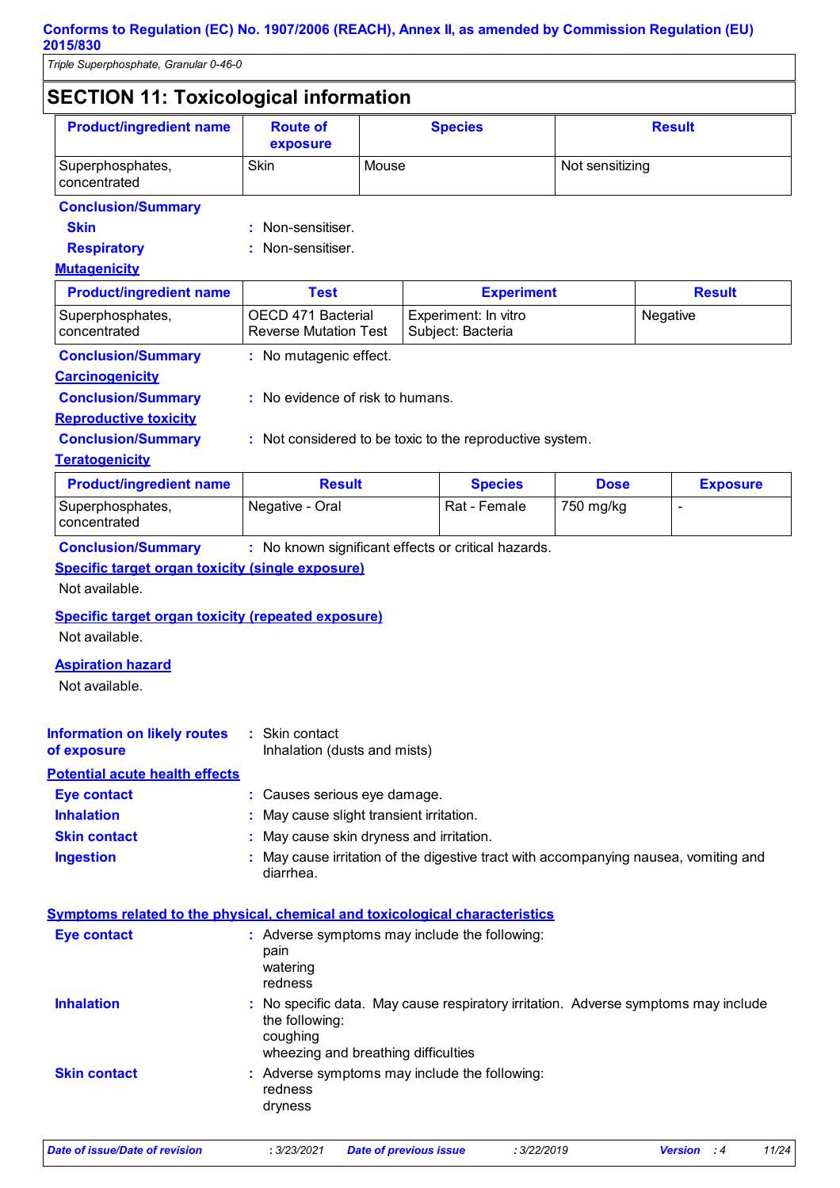## SECTION 11: Toxicological information

| Product/ingredient name | Route of exposure | Species | Result |
|---|---|---|---|
| Superphosphates, concentrated | Skin | Mouse | Not sensitizing |

**Conclusion/Summary**

**Skin** : Non-sensitiser.

**Respiratory** : Non-sensitiser.

### Mutagenicity

| Product/ingredient name | Test | Experiment | Result |
|---|---|---|---|
| Superphosphates, concentrated | OECD 471 Bacterial Reverse Mutation Test | Experiment: In vitro Subject: Bacteria | Negative |

**Conclusion/Summary** : No mutagenic effect.

### Carcinogenicity

**Conclusion/Summary** : No evidence of risk to humans.

### Reproductive toxicity

**Conclusion/Summary** : Not considered to be toxic to the reproductive system.

### Teratogenicity

| Product/ingredient name | Result | Species | Dose | Exposure |
|---|---|---|---|---|
| Superphosphates, concentrated | Negative - Oral | Rat - Female | 750 mg/kg | - |

**Conclusion/Summary** : No known significant effects or critical hazards.

### Specific target organ toxicity (single exposure)

Not available.

### Specific target organ toxicity (repeated exposure)

Not available.

### Aspiration hazard

Not available.

**Information on likely routes of exposure** : Skin contact
Inhalation (dusts and mists)

### Potential acute health effects

**Eye contact** : Causes serious eye damage.

**Inhalation** : May cause slight transient irritation.

**Skin contact** : May cause skin dryness and irritation.

**Ingestion** : May cause irritation of the digestive tract with accompanying nausea, vomiting and diarrhea.

### Symptoms related to the physical, chemical and toxicological characteristics

**Eye contact** : Adverse symptoms may include the following:
pain
watering
redness

**Inhalation** : No specific data. May cause respiratory irritation. Adverse symptoms may include the following:
coughing
wheezing and breathing difficulties

**Skin contact** : Adverse symptoms may include the following:
redness
dryness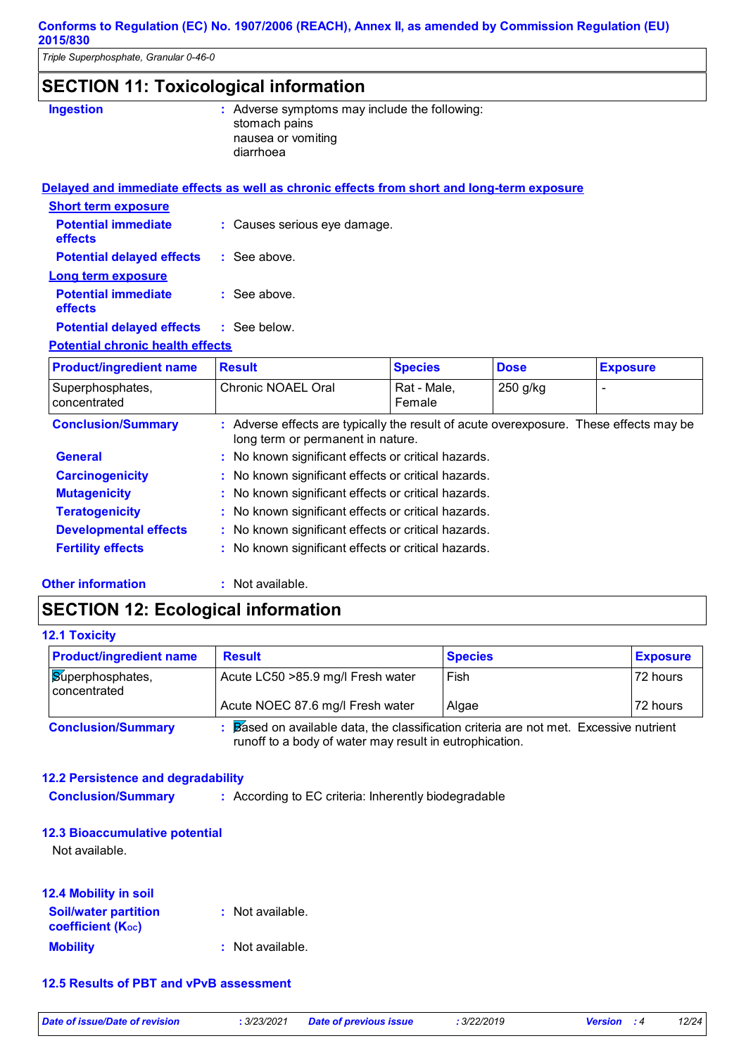## SECTION 11: Toxicological information

**Ingestion** : Adverse symptoms may include the following:
stomach pains
nausea or vomiting
diarrhoea

**Delayed and immediate effects as well as chronic effects from short and long-term exposure**

**Short term exposure**

**Potential immediate effects** : Causes serious eye damage.

**Potential delayed effects** : See above.

**Long term exposure**

**Potential immediate effects** : See above.

**Potential delayed effects** : See below.

**Potential chronic health effects**

| Product/ingredient name | Result | Species | Dose | Exposure |
|---|---|---|---|---|
| Superphosphates, concentrated | Chronic NOAEL Oral | Rat - Male, Female | 250 g/kg | - |

**Conclusion/Summary** : Adverse effects are typically the result of acute overexposure. These effects may be long term or permanent in nature.

**General** : No known significant effects or critical hazards.

**Carcinogenicity** : No known significant effects or critical hazards.

**Mutagenicity** : No known significant effects or critical hazards.

**Teratogenicity** : No known significant effects or critical hazards.

**Developmental effects** : No known significant effects or critical hazards.

**Fertility effects** : No known significant effects or critical hazards.

**Other information** : Not available.

## SECTION 12: Ecological information

### 12.1 Toxicity

| Product/ingredient name | Result | Species | Exposure |
|---|---|---|---|
| Superphosphates, concentrated | Acute LC50 >85.9 mg/l Fresh water | Fish | 72 hours |
| | Acute NOEC 87.6 mg/l Fresh water | Algae | 72 hours |

**Conclusion/Summary** : Based on available data, the classification criteria are not met. Excessive nutrient runoff to a body of water may result in eutrophication.

### 12.2 Persistence and degradability

**Conclusion/Summary** : According to EC criteria: Inherently biodegradable

### 12.3 Bioaccumulative potential

Not available.

### 12.4 Mobility in soil

**Soil/water partition coefficient ($K_{OC}$)** : Not available.

**Mobility** : Not available.

### 12.5 Results of PBT and vPvB assessment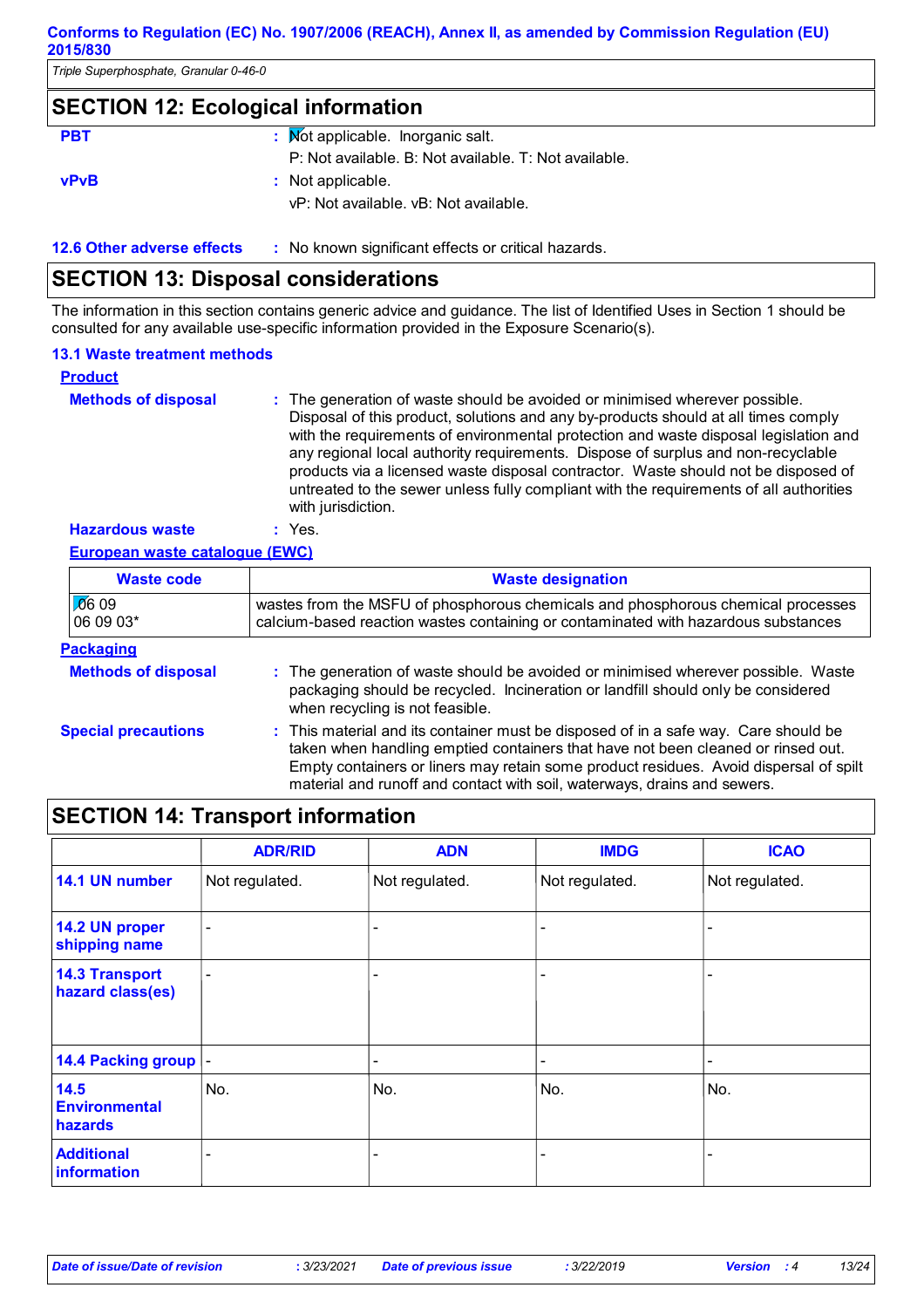## SECTION 12: Ecological information

**PBT** : Not applicable. Inorganic salt.
P: Not available. B: Not available. T: Not available.

**vPvB** : Not applicable.
vP: Not available. vB: Not available.

**12.6 Other adverse effects** : No known significant effects or critical hazards.

## SECTION 13: Disposal considerations

The information in this section contains generic advice and guidance. The list of Identified Uses in Section 1 should be consulted for any available use-specific information provided in the Exposure Scenario(s).

### 13.1 Waste treatment methods

**Product**

**Methods of disposal** : The generation of waste should be avoided or minimised wherever possible. Disposal of this product, solutions and any by-products should at all times comply with the requirements of environmental protection and waste disposal legislation and any regional local authority requirements. Dispose of surplus and non-recyclable products via a licensed waste disposal contractor. Waste should not be disposed of untreated to the sewer unless fully compliant with the requirements of all authorities with jurisdiction.

**Hazardous waste** : Yes.

**European waste catalogue (EWC)**

| Waste code | Waste designation |
|---|---|
| 06 09<br>06 09 03* | wastes from the MSFU of phosphorous chemicals and phosphorous chemical processes<br>calcium-based reaction wastes containing or contaminated with hazardous substances |

**Packaging**

**Methods of disposal** : The generation of waste should be avoided or minimised wherever possible. Waste packaging should be recycled. Incineration or landfill should only be considered when recycling is not feasible.

**Special precautions** : This material and its container must be disposed of in a safe way. Care should be taken when handling emptied containers that have not been cleaned or rinsed out. Empty containers or liners may retain some product residues. Avoid dispersal of spilt material and runoff and contact with soil, waterways, drains and sewers.

## SECTION 14: Transport information

| | ADR/RID | ADN | IMDG | ICAO |
|---|---|---|---|---|
| **14.1 UN number** | Not regulated. | Not regulated. | Not regulated. | Not regulated. |
| **14.2 UN proper shipping name** | - | - | - | - |
| **14.3 Transport hazard class(es)** | - | - | - | - |
| **14.4 Packing group** | - | - | - | - |
| **14.5 Environmental hazards** | No. | No. | No. | No. |
| **Additional information** | - | - | - | - |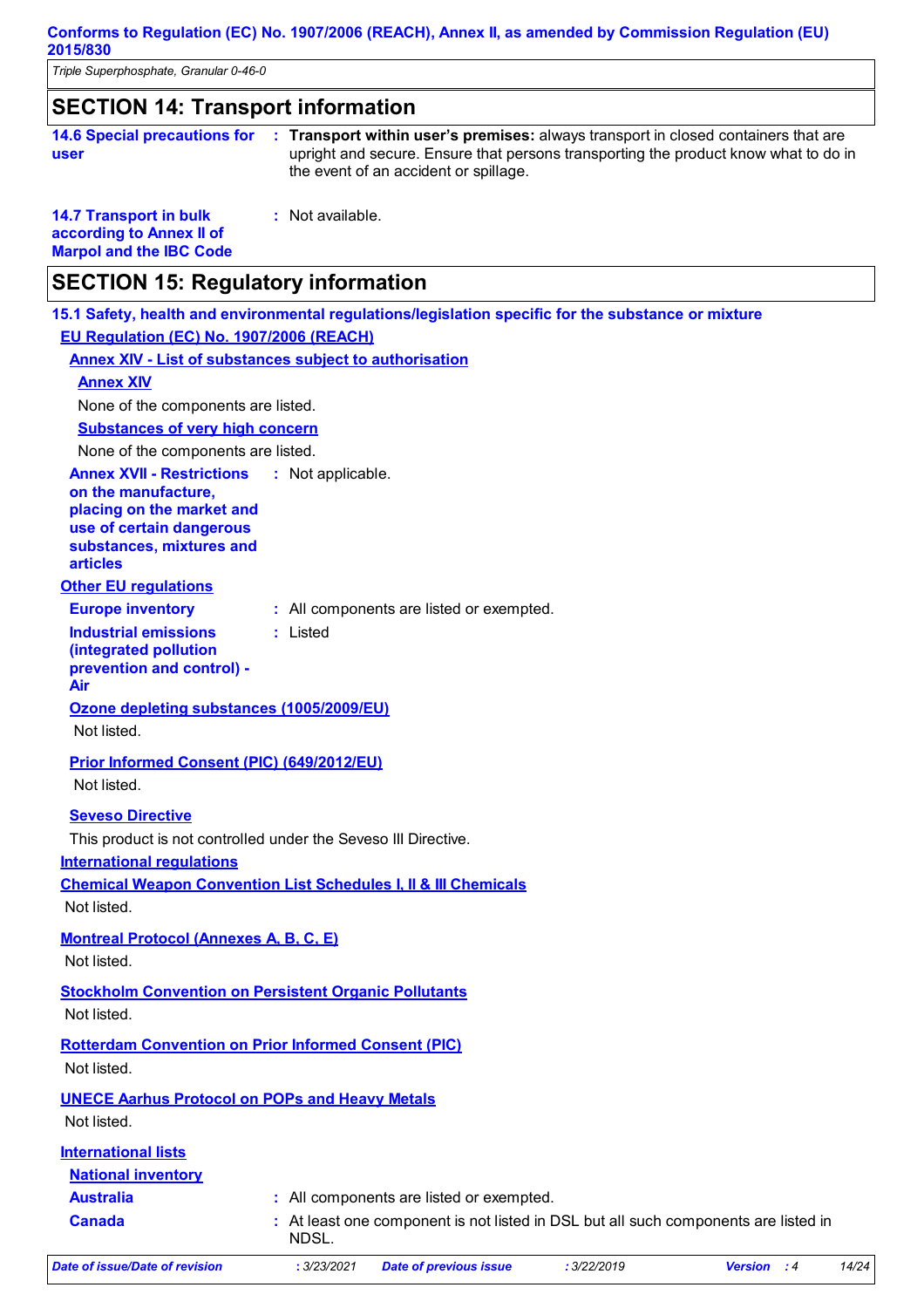## SECTION 14: Transport information

**14.6 Special precautions for user** : **Transport within user's premises:** always transport in closed containers that are upright and secure. Ensure that persons transporting the product know what to do in the event of an accident or spillage.

**14.7 Transport in bulk according to Annex II of Marpol and the IBC Code** : Not available.

## SECTION 15: Regulatory information

### 15.1 Safety, health and environmental regulations/legislation specific for the substance or mixture

**EU Regulation (EC) No. 1907/2006 (REACH)**

**Annex XIV - List of substances subject to authorisation**

**Annex XIV**

None of the components are listed.

**Substances of very high concern**

None of the components are listed.

**Annex XVII - Restrictions on the manufacture, placing on the market and use of certain dangerous substances, mixtures and articles** : Not applicable.

**Other EU regulations**

**Europe inventory** : All components are listed or exempted.

**Industrial emissions (integrated pollution prevention and control) - Air** : Listed

**Ozone depleting substances (1005/2009/EU)**

Not listed.

**Prior Informed Consent (PIC) (649/2012/EU)**

Not listed.

**Seveso Directive**

This product is not controlled under the Seveso III Directive.

**International regulations**

**Chemical Weapon Convention List Schedules I, II & III Chemicals**

Not listed.

**Montreal Protocol (Annexes A, B, C, E)**

Not listed.

**Stockholm Convention on Persistent Organic Pollutants**

Not listed.

**Rotterdam Convention on Prior Informed Consent (PIC)**

Not listed.

**UNECE Aarhus Protocol on POPs and Heavy Metals**

Not listed.

**International lists**

**National inventory**

**Australia** : All components are listed or exempted.

**Canada** : At least one component is not listed in DSL but all such components are listed in NDSL.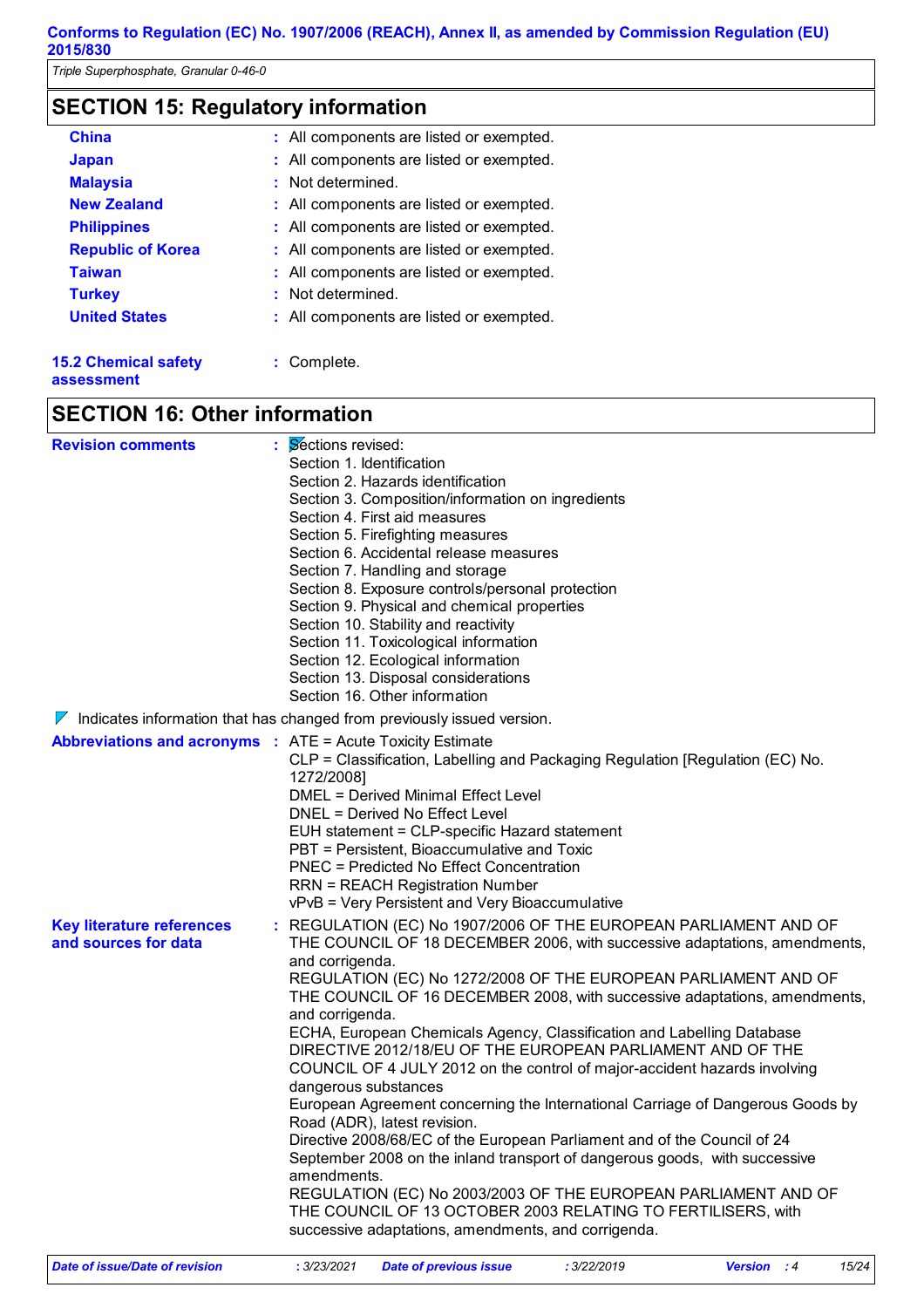## SECTION 15: Regulatory information

| | |
|---|---|
| **China** | : All components are listed or exempted. |
| **Japan** | : All components are listed or exempted. |
| **Malaysia** | : Not determined. |
| **New Zealand** | : All components are listed or exempted. |
| **Philippines** | : All components are listed or exempted. |
| **Republic of Korea** | : All components are listed or exempted. |
| **Taiwan** | : All components are listed or exempted. |
| **Turkey** | : Not determined. |
| **United States** | : All components are listed or exempted. |

**15.2 Chemical safety assessment** : Complete.

## SECTION 16: Other information

**Revision comments** : Sections revised:
Section 1. Identification
Section 2. Hazards identification
Section 3. Composition/information on ingredients
Section 4. First aid measures
Section 5. Firefighting measures
Section 6. Accidental release measures
Section 7. Handling and storage
Section 8. Exposure controls/personal protection
Section 9. Physical and chemical properties
Section 10. Stability and reactivity
Section 11. Toxicological information
Section 12. Ecological information
Section 13. Disposal considerations
Section 16. Other information

Indicates information that has changed from previously issued version.

**Abbreviations and acronyms** : ATE = Acute Toxicity Estimate
CLP = Classification, Labelling and Packaging Regulation [Regulation (EC) No. 1272/2008]
DMEL = Derived Minimal Effect Level
DNEL = Derived No Effect Level
EUH statement = CLP-specific Hazard statement
PBT = Persistent, Bioaccumulative and Toxic
PNEC = Predicted No Effect Concentration
RRN = REACH Registration Number
vPvB = Very Persistent and Very Bioaccumulative

**Key literature references and sources for data** : REGULATION (EC) No 1907/2006 OF THE EUROPEAN PARLIAMENT AND OF THE COUNCIL OF 18 DECEMBER 2006, with successive adaptations, amendments, and corrigenda.
REGULATION (EC) No 1272/2008 OF THE EUROPEAN PARLIAMENT AND OF THE COUNCIL OF 16 DECEMBER 2008, with successive adaptations, amendments, and corrigenda.
ECHA, European Chemicals Agency, Classification and Labelling Database
DIRECTIVE 2012/18/EU OF THE EUROPEAN PARLIAMENT AND OF THE COUNCIL OF 4 JULY 2012 on the control of major-accident hazards involving dangerous substances
European Agreement concerning the International Carriage of Dangerous Goods by Road (ADR), latest revision.
Directive 2008/68/EC of the European Parliament and of the Council of 24 September 2008 on the inland transport of dangerous goods, with successive amendments.
REGULATION (EC) No 2003/2003 OF THE EUROPEAN PARLIAMENT AND OF THE COUNCIL OF 13 OCTOBER 2003 RELATING TO FERTILISERS, with successive adaptations, amendments, and corrigenda.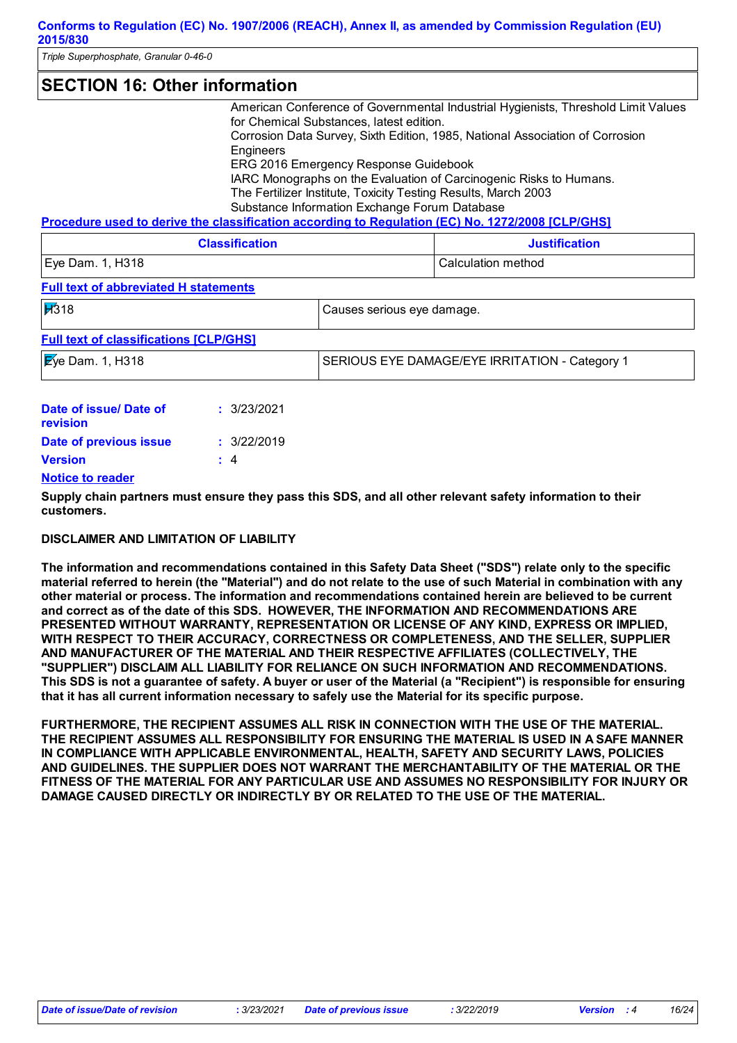## SECTION 16: Other information

American Conference of Governmental Industrial Hygienists, Threshold Limit Values for Chemical Substances, latest edition.
Corrosion Data Survey, Sixth Edition, 1985, National Association of Corrosion Engineers
ERG 2016 Emergency Response Guidebook
IARC Monographs on the Evaluation of Carcinogenic Risks to Humans.
The Fertilizer Institute, Toxicity Testing Results, March 2003
Substance Information Exchange Forum Database

**Procedure used to derive the classification according to Regulation (EC) No. 1272/2008 [CLP/GHS]**

| Classification | Justification |
|---|---|
| Eye Dam. 1, H318 | Calculation method |

**Full text of abbreviated H statements**

| | |
|---|---|
| H318 | Causes serious eye damage. |

**Full text of classifications [CLP/GHS]**

| | |
|---|---|
| Eye Dam. 1, H318 | SERIOUS EYE DAMAGE/EYE IRRITATION - Category 1 |

**Date of issue/ Date of revision** : 3/23/2021

**Date of previous issue** : 3/22/2019

**Version** : 4

**Notice to reader**

**Supply chain partners must ensure they pass this SDS, and all other relevant safety information to their customers.**

**DISCLAIMER AND LIMITATION OF LIABILITY**

**The information and recommendations contained in this Safety Data Sheet ("SDS") relate only to the specific material referred to herein (the "Material") and do not relate to the use of such Material in combination with any other material or process. The information and recommendations contained herein are believed to be current and correct as of the date of this SDS. HOWEVER, THE INFORMATION AND RECOMMENDATIONS ARE PRESENTED WITHOUT WARRANTY, REPRESENTATION OR LICENSE OF ANY KIND, EXPRESS OR IMPLIED, WITH RESPECT TO THEIR ACCURACY, CORRECTNESS OR COMPLETENESS, AND THE SELLER, SUPPLIER AND MANUFACTURER OF THE MATERIAL AND THEIR RESPECTIVE AFFILIATES (COLLECTIVELY, THE "SUPPLIER") DISCLAIM ALL LIABILITY FOR RELIANCE ON SUCH INFORMATION AND RECOMMENDATIONS. This SDS is not a guarantee of safety. A buyer or user of the Material (a "Recipient") is responsible for ensuring that it has all current information necessary to safely use the Material for its specific purpose.**

**FURTHERMORE, THE RECIPIENT ASSUMES ALL RISK IN CONNECTION WITH THE USE OF THE MATERIAL. THE RECIPIENT ASSUMES ALL RESPONSIBILITY FOR ENSURING THE MATERIAL IS USED IN A SAFE MANNER IN COMPLIANCE WITH APPLICABLE ENVIRONMENTAL, HEALTH, SAFETY AND SECURITY LAWS, POLICIES AND GUIDELINES. THE SUPPLIER DOES NOT WARRANT THE MERCHANTABILITY OF THE MATERIAL OR THE FITNESS OF THE MATERIAL FOR ANY PARTICULAR USE AND ASSUMES NO RESPONSIBILITY FOR INJURY OR DAMAGE CAUSED DIRECTLY OR INDIRECTLY BY OR RELATED TO THE USE OF THE MATERIAL.**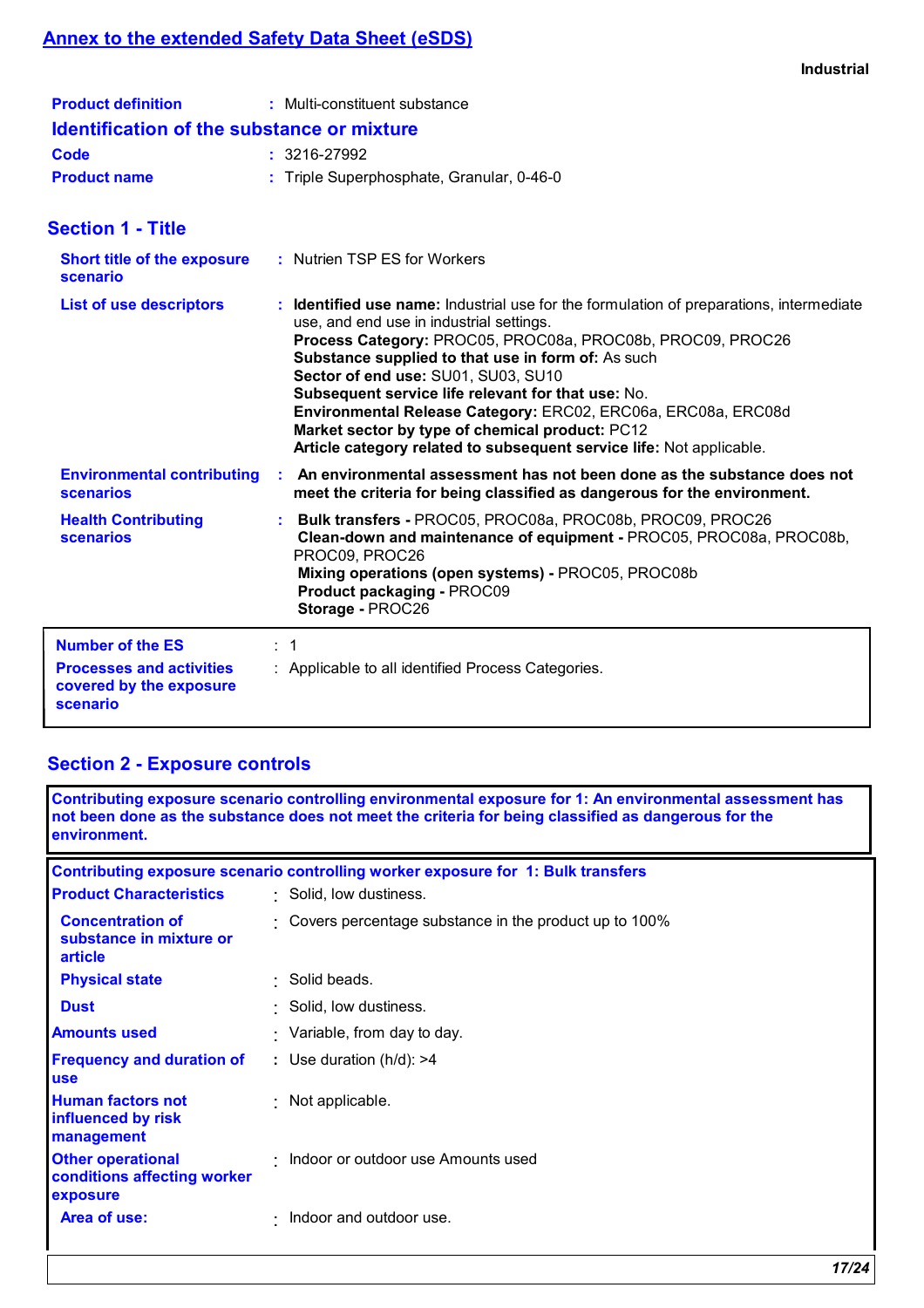## Annex to the extended Safety Data Sheet (eSDS)

**Industrial**

**Product definition** : Multi-constituent substance

### Identification of the substance or mixture

**Code** : 3216-27992

**Product name** : Triple Superphosphate, Granular, 0-46-0

### Section 1 - Title

**Short title of the exposure scenario** : Nutrien TSP ES for Workers

**List of use descriptors** :
**Identified use name:** Industrial use for the formulation of preparations, intermediate use, and end use in industrial settings.
**Process Category:** PROC05, PROC08a, PROC08b, PROC09, PROC26
**Substance supplied to that use in form of:** As such
**Sector of end use:** SU01, SU03, SU10
**Subsequent service life relevant for that use:** No.
**Environmental Release Category:** ERC02, ERC06a, ERC08a, ERC08d
**Market sector by type of chemical product:** PC12
**Article category related to subsequent service life:** Not applicable.

**Environmental contributing scenarios** : **An environmental assessment has not been done as the substance does not meet the criteria for being classified as dangerous for the environment.**

**Health Contributing scenarios** :
**Bulk transfers -** PROC05, PROC08a, PROC08b, PROC09, PROC26
**Clean-down and maintenance of equipment -** PROC05, PROC08a, PROC08b, PROC09, PROC26
**Mixing operations (open systems) -** PROC05, PROC08b
**Product packaging -** PROC09
**Storage -** PROC26

**Number of the ES** : 1

**Processes and activities covered by the exposure scenario** : Applicable to all identified Process Categories.

### Section 2 - Exposure controls

**Contributing exposure scenario controlling environmental exposure for 1: An environmental assessment has not been done as the substance does not meet the criteria for being classified as dangerous for the environment.**

**Contributing exposure scenario controlling worker exposure for 1: Bulk transfers**

**Product Characteristics** : Solid, low dustiness.

**Concentration of substance in mixture or article** : Covers percentage substance in the product up to 100%

**Physical state** : Solid beads.

**Dust** : Solid, low dustiness.

**Amounts used** : Variable, from day to day.

**Frequency and duration of use** : Use duration (h/d): >4

**Human factors not influenced by risk management** : Not applicable.

**Other operational conditions affecting worker exposure** : Indoor or outdoor use Amounts used

**Area of use:** : Indoor and outdoor use.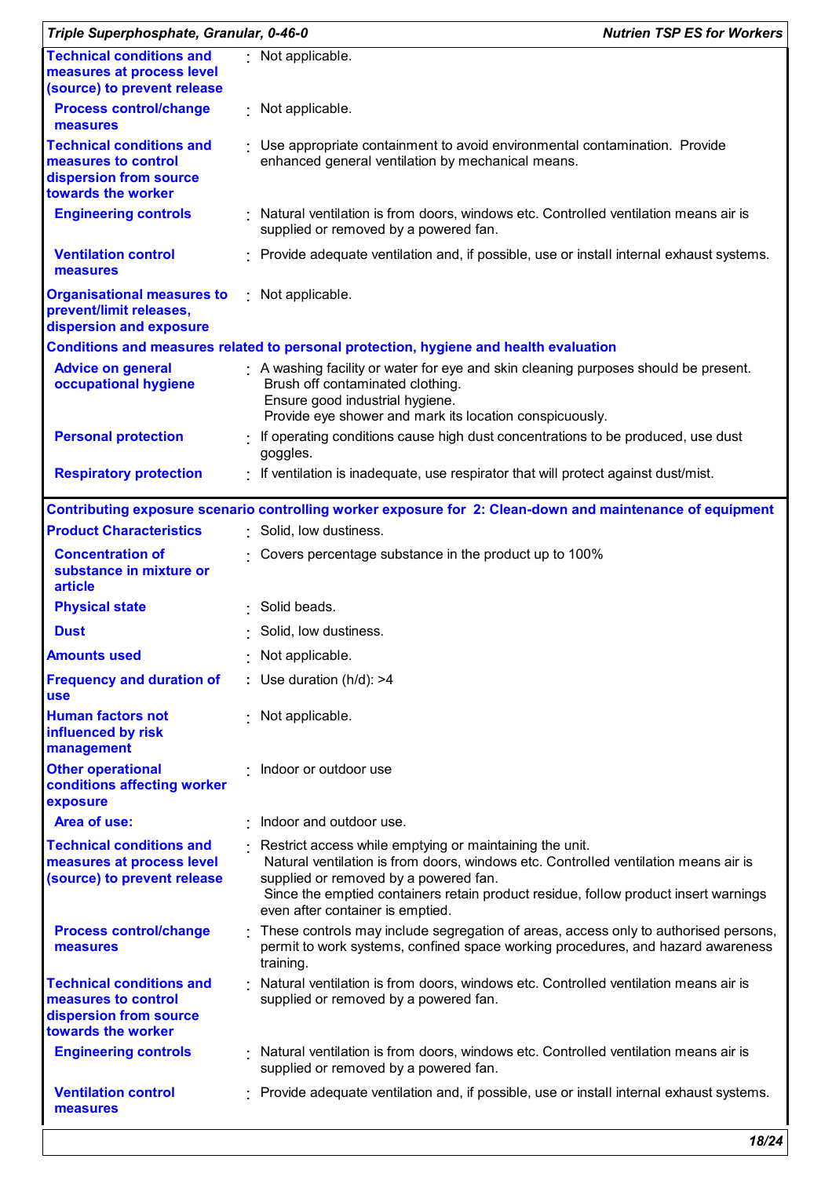| | | |
|---|---|---|
| **Technical conditions and measures at process level (source) to prevent release** | : | Not applicable. |
| **Process control/change measures** | : | Not applicable. |
| **Technical conditions and measures to control dispersion from source towards the worker** | : | Use appropriate containment to avoid environmental contamination. Provide enhanced general ventilation by mechanical means. |
| **Engineering controls** | : | Natural ventilation is from doors, windows etc. Controlled ventilation means air is supplied or removed by a powered fan. |
| **Ventilation control measures** | : | Provide adequate ventilation and, if possible, use or install internal exhaust systems. |
| **Organisational measures to prevent/limit releases, dispersion and exposure** | : | Not applicable. |

**Conditions and measures related to personal protection, hygiene and health evaluation**

| | | |
|---|---|---|
| **Advice on general occupational hygiene** | : | A washing facility or water for eye and skin cleaning purposes should be present. Brush off contaminated clothing. Ensure good industrial hygiene. Provide eye shower and mark its location conspicuously. |
| **Personal protection** | : | If operating conditions cause high dust concentrations to be produced, use dust goggles. |
| **Respiratory protection** | : | If ventilation is inadequate, use respirator that will protect against dust/mist. |

**Contributing exposure scenario controlling worker exposure for 2: Clean-down and maintenance of equipment**

| | | |
|---|---|---|
| **Product Characteristics** | : | Solid, low dustiness. |
| **Concentration of substance in mixture or article** | : | Covers percentage substance in the product up to 100% |
| **Physical state** | : | Solid beads. |
| **Dust** | : | Solid, low dustiness. |
| **Amounts used** | : | Not applicable. |
| **Frequency and duration of use** | : | Use duration (h/d): >4 |
| **Human factors not influenced by risk management** | : | Not applicable. |
| **Other operational conditions affecting worker exposure** | : | Indoor or outdoor use |
| **Area of use:** | : | Indoor and outdoor use. |
| **Technical conditions and measures at process level (source) to prevent release** | : | Restrict access while emptying or maintaining the unit. Natural ventilation is from doors, windows etc. Controlled ventilation means air is supplied or removed by a powered fan. Since the emptied containers retain product residue, follow product insert warnings even after container is emptied. |
| **Process control/change measures** | : | These controls may include segregation of areas, access only to authorised persons, permit to work systems, confined space working procedures, and hazard awareness training. |
| **Technical conditions and measures to control dispersion from source towards the worker** | : | Natural ventilation is from doors, windows etc. Controlled ventilation means air is supplied or removed by a powered fan. |
| **Engineering controls** | : | Natural ventilation is from doors, windows etc. Controlled ventilation means air is supplied or removed by a powered fan. |
| **Ventilation control measures** | : | Provide adequate ventilation and, if possible, use or install internal exhaust systems. |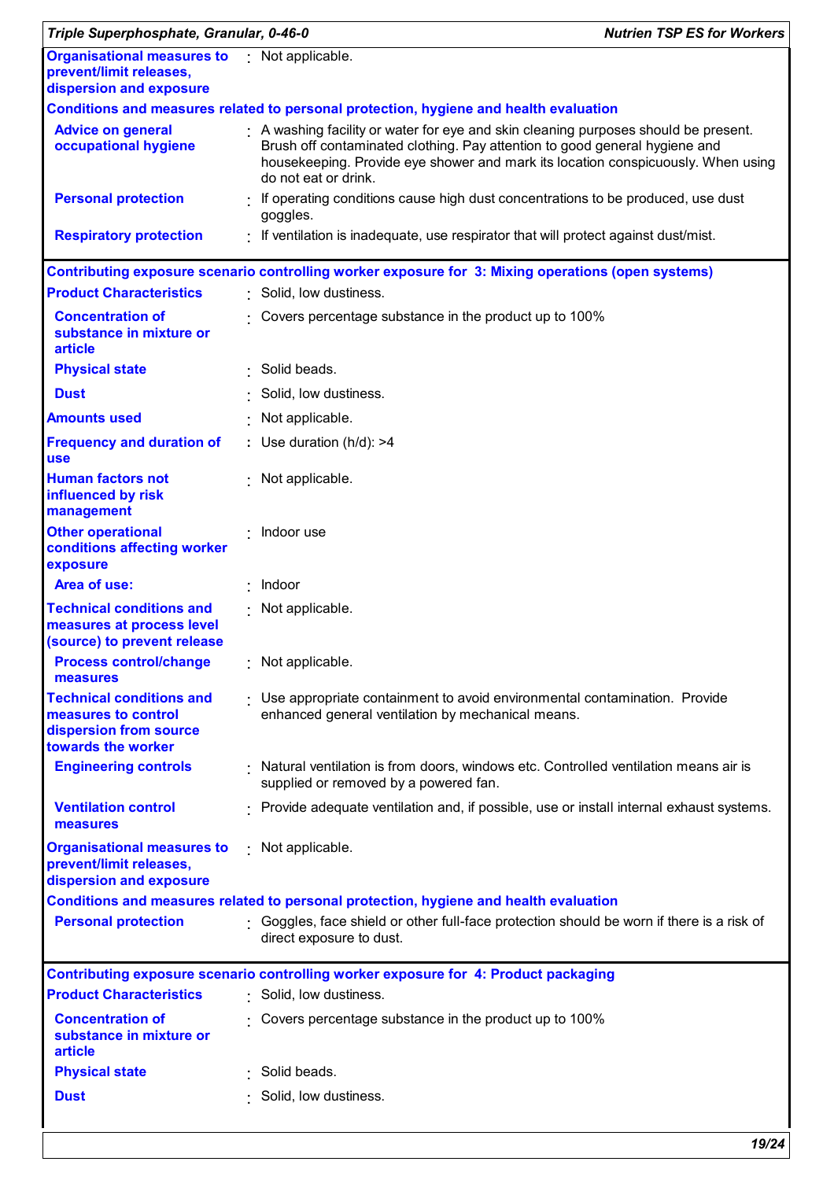| | | |
|---|---|---|
| **Organisational measures to prevent/limit releases, dispersion and exposure** | : | Not applicable. |

**Conditions and measures related to personal protection, hygiene and health evaluation**

| | | |
|---|---|---|
| **Advice on general occupational hygiene** | : | A washing facility or water for eye and skin cleaning purposes should be present. Brush off contaminated clothing. Pay attention to good general hygiene and housekeeping. Provide eye shower and mark its location conspicuously. When using do not eat or drink. |
| **Personal protection** | : | If operating conditions cause high dust concentrations to be produced, use dust goggles. |
| **Respiratory protection** | : | If ventilation is inadequate, use respirator that will protect against dust/mist. |

**Contributing exposure scenario controlling worker exposure for 3: Mixing operations (open systems)**

| | | |
|---|---|---|
| **Product Characteristics** | : | Solid, low dustiness. |
| **Concentration of substance in mixture or article** | : | Covers percentage substance in the product up to 100% |
| **Physical state** | : | Solid beads. |
| **Dust** | : | Solid, low dustiness. |
| **Amounts used** | : | Not applicable. |
| **Frequency and duration of use** | : | Use duration (h/d): >4 |
| **Human factors not influenced by risk management** | : | Not applicable. |
| **Other operational conditions affecting worker exposure** | : | Indoor use |
| **Area of use:** | : | Indoor |
| **Technical conditions and measures at process level (source) to prevent release** | : | Not applicable. |
| **Process control/change measures** | : | Not applicable. |
| **Technical conditions and measures to control dispersion from source towards the worker** | : | Use appropriate containment to avoid environmental contamination. Provide enhanced general ventilation by mechanical means. |
| **Engineering controls** | : | Natural ventilation is from doors, windows etc. Controlled ventilation means air is supplied or removed by a powered fan. |
| **Ventilation control measures** | : | Provide adequate ventilation and, if possible, use or install internal exhaust systems. |
| **Organisational measures to prevent/limit releases, dispersion and exposure** | : | Not applicable. |

**Conditions and measures related to personal protection, hygiene and health evaluation**

| | | |
|---|---|---|
| **Personal protection** | : | Goggles, face shield or other full-face protection should be worn if there is a risk of direct exposure to dust. |

**Contributing exposure scenario controlling worker exposure for 4: Product packaging**

| | | |
|---|---|---|
| **Product Characteristics** | : | Solid, low dustiness. |
| **Concentration of substance in mixture or article** | : | Covers percentage substance in the product up to 100% |
| **Physical state** | : | Solid beads. |
| **Dust** | : | Solid, low dustiness. |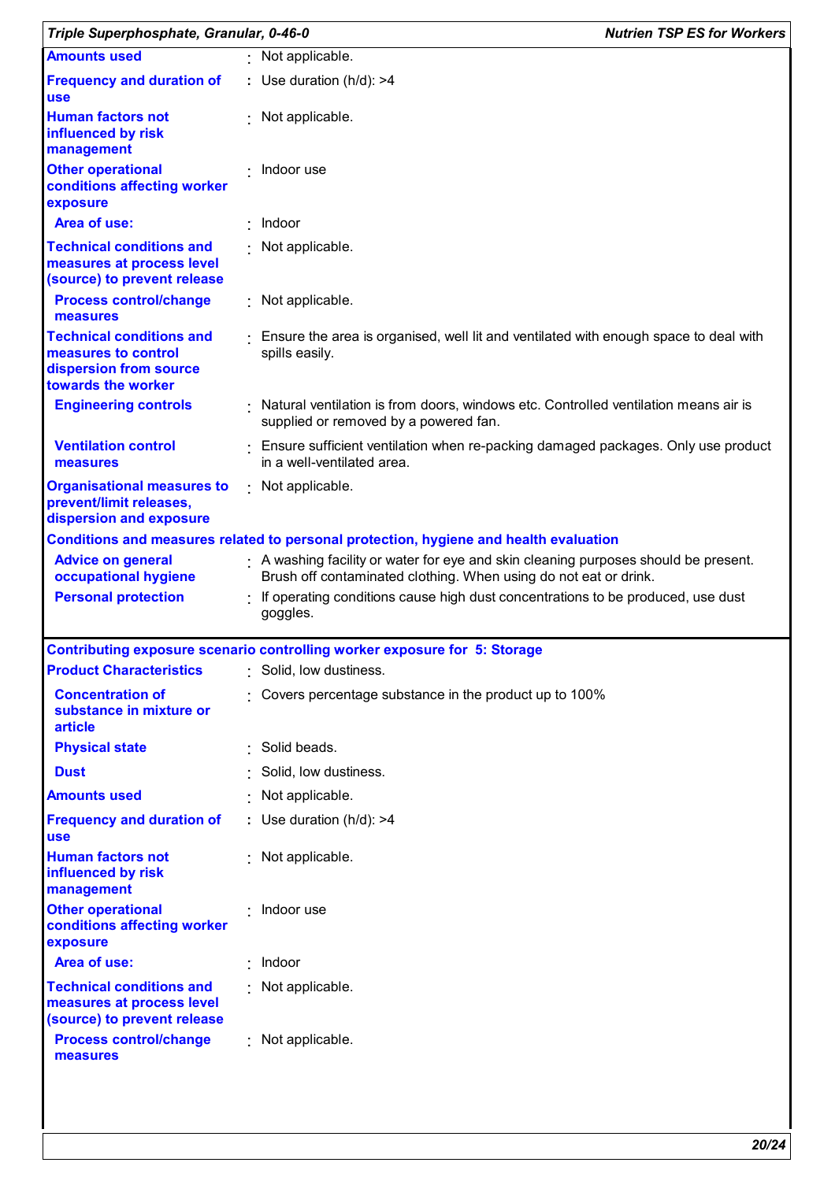| | | |
|---|---|---|
| **Amounts used** | : | Not applicable. |
| **Frequency and duration of use** | : | Use duration (h/d): >4 |
| **Human factors not influenced by risk management** | : | Not applicable. |
| **Other operational conditions affecting worker exposure** | : | Indoor use |
| **Area of use:** | : | Indoor |
| **Technical conditions and measures at process level (source) to prevent release** | : | Not applicable. |
| **Process control/change measures** | : | Not applicable. |
| **Technical conditions and measures to control dispersion from source towards the worker** | : | Ensure the area is organised, well lit and ventilated with enough space to deal with spills easily. |
| **Engineering controls** | : | Natural ventilation is from doors, windows etc. Controlled ventilation means air is supplied or removed by a powered fan. |
| **Ventilation control measures** | : | Ensure sufficient ventilation when re-packing damaged packages. Only use product in a well-ventilated area. |
| **Organisational measures to prevent/limit releases, dispersion and exposure** | : | Not applicable. |

**Conditions and measures related to personal protection, hygiene and health evaluation**

| | | |
|---|---|---|
| **Advice on general occupational hygiene** | : | A washing facility or water for eye and skin cleaning purposes should be present. Brush off contaminated clothing. When using do not eat or drink. |
| **Personal protection** | : | If operating conditions cause high dust concentrations to be produced, use dust goggles. |

**Contributing exposure scenario controlling worker exposure for 5: Storage**

| | | |
|---|---|---|
| **Product Characteristics** | : | Solid, low dustiness. |
| **Concentration of substance in mixture or article** | : | Covers percentage substance in the product up to 100% |
| **Physical state** | : | Solid beads. |
| **Dust** | : | Solid, low dustiness. |
| **Amounts used** | : | Not applicable. |
| **Frequency and duration of use** | : | Use duration (h/d): >4 |
| **Human factors not influenced by risk management** | : | Not applicable. |
| **Other operational conditions affecting worker exposure** | : | Indoor use |
| **Area of use:** | : | Indoor |
| **Technical conditions and measures at process level (source) to prevent release** | : | Not applicable. |
| **Process control/change measures** | : | Not applicable. |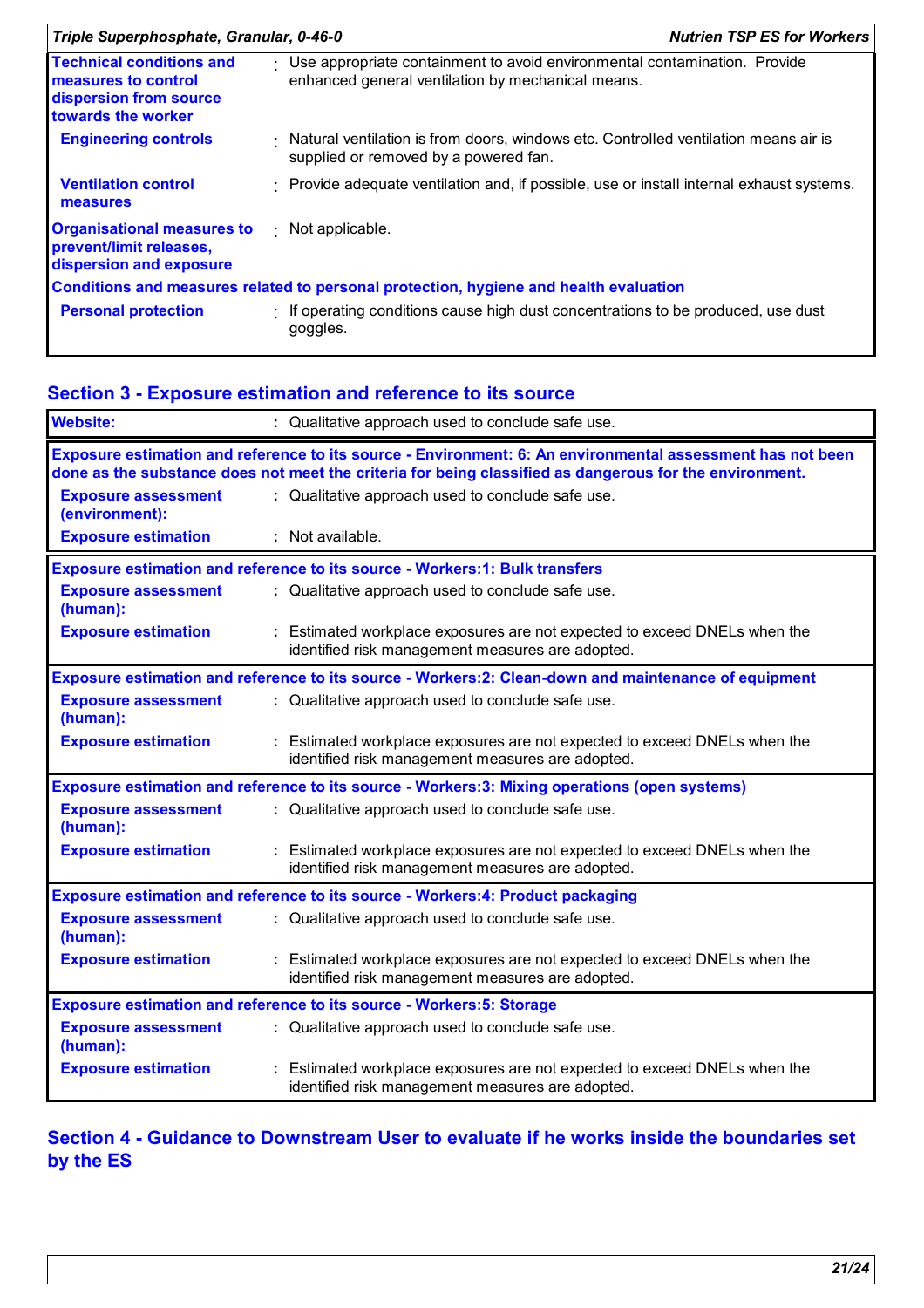| | |
|---|---|
| **Technical conditions and measures to control dispersion from source towards the worker** | : Use appropriate containment to avoid environmental contamination. Provide enhanced general ventilation by mechanical means. |
| **Engineering controls** | : Natural ventilation is from doors, windows etc. Controlled ventilation means air is supplied or removed by a powered fan. |
| **Ventilation control measures** | : Provide adequate ventilation and, if possible, use or install internal exhaust systems. |
| **Organisational measures to prevent/limit releases, dispersion and exposure** | : Not applicable. |

**Conditions and measures related to personal protection, hygiene and health evaluation**

| | |
|---|---|
| **Personal protection** | : If operating conditions cause high dust concentrations to be produced, use dust goggles. |

## Section 3 - Exposure estimation and reference to its source

| | |
|---|---|
| **Website:** | : Qualitative approach used to conclude safe use. |

**Exposure estimation and reference to its source - Environment: 6: An environmental assessment has not been done as the substance does not meet the criteria for being classified as dangerous for the environment.**

| | |
|---|---|
| **Exposure assessment (environment):** | : Qualitative approach used to conclude safe use. |
| **Exposure estimation** | : Not available. |

**Exposure estimation and reference to its source - Workers:1: Bulk transfers**

| | |
|---|---|
| **Exposure assessment (human):** | : Qualitative approach used to conclude safe use. |
| **Exposure estimation** | : Estimated workplace exposures are not expected to exceed DNELs when the identified risk management measures are adopted. |

**Exposure estimation and reference to its source - Workers:2: Clean-down and maintenance of equipment**

| | |
|---|---|
| **Exposure assessment (human):** | : Qualitative approach used to conclude safe use. |
| **Exposure estimation** | : Estimated workplace exposures are not expected to exceed DNELs when the identified risk management measures are adopted. |

**Exposure estimation and reference to its source - Workers:3: Mixing operations (open systems)**

| | |
|---|---|
| **Exposure assessment (human):** | : Qualitative approach used to conclude safe use. |
| **Exposure estimation** | : Estimated workplace exposures are not expected to exceed DNELs when the identified risk management measures are adopted. |

**Exposure estimation and reference to its source - Workers:4: Product packaging**

| | |
|---|---|
| **Exposure assessment (human):** | : Qualitative approach used to conclude safe use. |
| **Exposure estimation** | : Estimated workplace exposures are not expected to exceed DNELs when the identified risk management measures are adopted. |

**Exposure estimation and reference to its source - Workers:5: Storage**

| | |
|---|---|
| **Exposure assessment (human):** | : Qualitative approach used to conclude safe use. |
| **Exposure estimation** | : Estimated workplace exposures are not expected to exceed DNELs when the identified risk management measures are adopted. |

## Section 4 - Guidance to Downstream User to evaluate if he works inside the boundaries set by the ES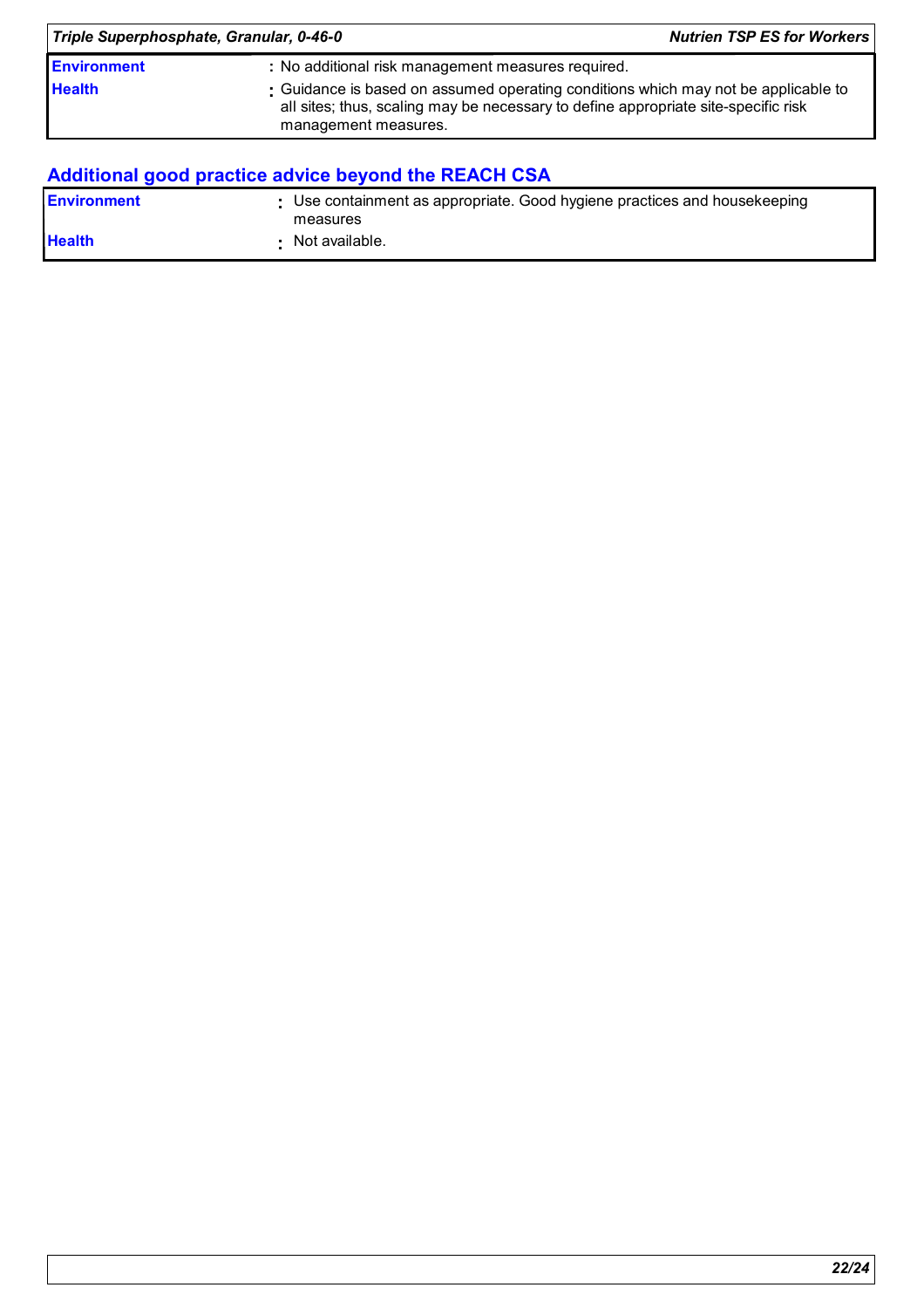| | |
|---|---|
| **Environment** | : No additional risk management measures required. |
| **Health** | : Guidance is based on assumed operating conditions which may not be applicable to all sites; thus, scaling may be necessary to define appropriate site-specific risk management measures. |

## Additional good practice advice beyond the REACH CSA

| | |
|---|---|
| **Environment** | : Use containment as appropriate. Good hygiene practices and housekeeping measures |
| **Health** | : Not available. |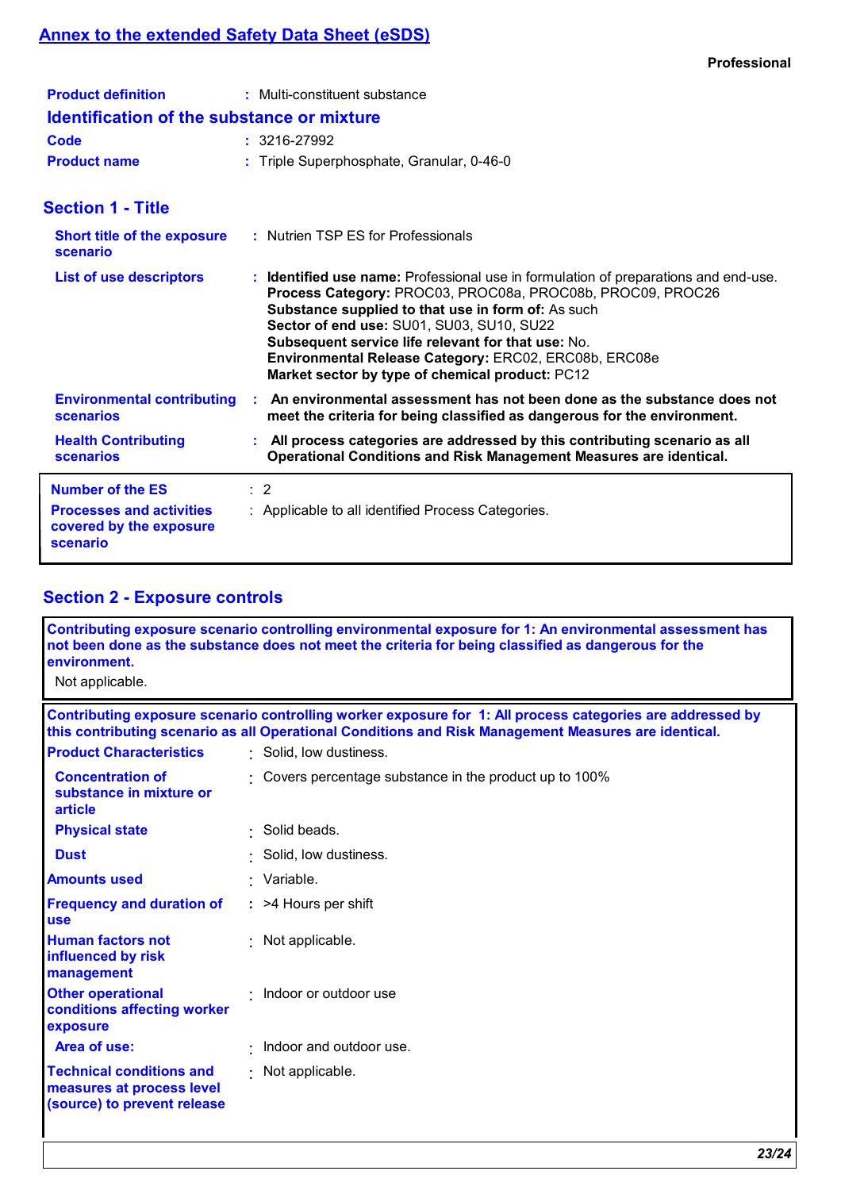# Annex to the extended Safety Data Sheet (eSDS)

**Professional**

**Product definition** : Multi-constituent substance

## Identification of the substance or mixture

**Code** : 3216-27992

**Product name** : Triple Superphosphate, Granular, 0-46-0

## Section 1 - Title

**Short title of the exposure scenario** : Nutrien TSP ES for Professionals

**List of use descriptors** :
**Identified use name:** Professional use in formulation of preparations and end-use.
**Process Category:** PROC03, PROC08a, PROC08b, PROC09, PROC26
**Substance supplied to that use in form of:** As such
**Sector of end use:** SU01, SU03, SU10, SU22
**Subsequent service life relevant for that use:** No.
**Environmental Release Category:** ERC02, ERC08b, ERC08e
**Market sector by type of chemical product:** PC12

**Environmental contributing scenarios** : **An environmental assessment has not been done as the substance does not meet the criteria for being classified as dangerous for the environment.**

**Health Contributing scenarios** : **All process categories are addressed by this contributing scenario as all Operational Conditions and Risk Management Measures are identical.**

**Number of the ES** : 2

**Processes and activities covered by the exposure scenario** : Applicable to all identified Process Categories.

## Section 2 - Exposure controls

**Contributing exposure scenario controlling environmental exposure for 1: An environmental assessment has not been done as the substance does not meet the criteria for being classified as dangerous for the environment.**

Not applicable.

**Contributing exposure scenario controlling worker exposure for 1: All process categories are addressed by this contributing scenario as all Operational Conditions and Risk Management Measures are identical.**

**Product Characteristics** : Solid, low dustiness.

**Concentration of substance in mixture or article** : Covers percentage substance in the product up to 100%

**Physical state** : Solid beads.

**Dust** : Solid, low dustiness.

**Amounts used** : Variable.

**Frequency and duration of use** : >4 Hours per shift

**Human factors not influenced by risk management** : Not applicable.

**Other operational conditions affecting worker exposure** : Indoor or outdoor use

**Area of use:** : Indoor and outdoor use.

**Technical conditions and measures at process level (source) to prevent release** : Not applicable.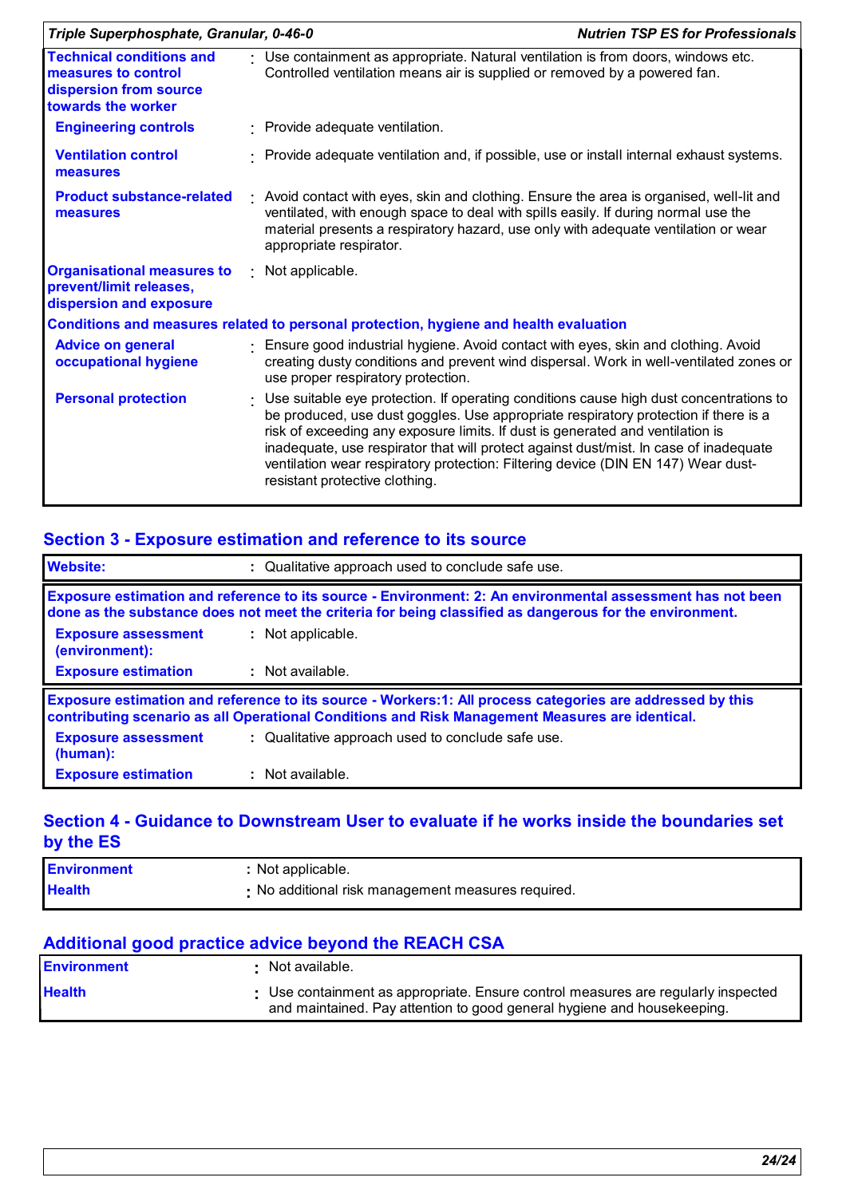| | |
|---|---|
| **Technical conditions and measures to control dispersion from source towards the worker** | Use containment as appropriate. Natural ventilation is from doors, windows etc. Controlled ventilation means air is supplied or removed by a powered fan. |
| **Engineering controls** | Provide adequate ventilation. |
| **Ventilation control measures** | Provide adequate ventilation and, if possible, use or install internal exhaust systems. |
| **Product substance-related measures** | Avoid contact with eyes, skin and clothing. Ensure the area is organised, well-lit and ventilated, with enough space to deal with spills easily. If during normal use the material presents a respiratory hazard, use only with adequate ventilation or wear appropriate respirator. |
| **Organisational measures to prevent/limit releases, dispersion and exposure** | Not applicable. |
| **Conditions and measures related to personal protection, hygiene and health evaluation** | |
| **Advice on general occupational hygiene** | Ensure good industrial hygiene. Avoid contact with eyes, skin and clothing. Avoid creating dusty conditions and prevent wind dispersal. Work in well-ventilated zones or use proper respiratory protection. |
| **Personal protection** | Use suitable eye protection. If operating conditions cause high dust concentrations to be produced, use dust goggles. Use appropriate respiratory protection if there is a risk of exceeding any exposure limits. If dust is generated and ventilation is inadequate, use respirator that will protect against dust/mist. In case of inadequate ventilation wear respiratory protection: Filtering device (DIN EN 147) Wear dust-resistant protective clothing. |

## Section 3 - Exposure estimation and reference to its source

| | |
|---|---|
| **Website:** | Qualitative approach used to conclude safe use. |

**Exposure estimation and reference to its source - Environment: 2: An environmental assessment has not been done as the substance does not meet the criteria for being classified as dangerous for the environment.**

| | |
|---|---|
| **Exposure assessment (environment):** | Not applicable. |
| **Exposure estimation** | Not available. |

**Exposure estimation and reference to its source - Workers:1: All process categories are addressed by this contributing scenario as all Operational Conditions and Risk Management Measures are identical.**

| | |
|---|---|
| **Exposure assessment (human):** | Qualitative approach used to conclude safe use. |
| **Exposure estimation** | Not available. |

## Section 4 - Guidance to Downstream User to evaluate if he works inside the boundaries set by the ES

| | |
|---|---|
| **Environment** | Not applicable. |
| **Health** | No additional risk management measures required. |

## Additional good practice advice beyond the REACH CSA

| | |
|---|---|
| **Environment** | Not available. |
| **Health** | Use containment as appropriate. Ensure control measures are regularly inspected and maintained. Pay attention to good general hygiene and housekeeping. |